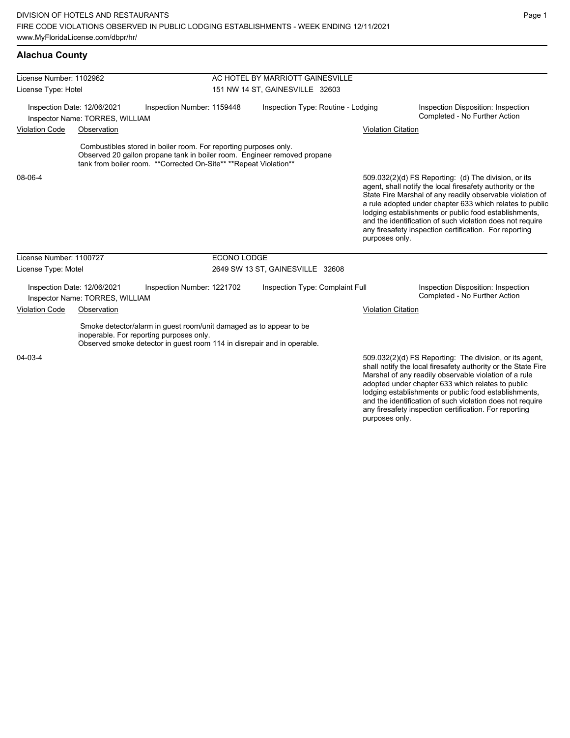# Alachua County

**License Number:** 1102962 — **AC HOTEL BY MARRIOTT GAINESVILLE**

**License Type:** Hotel — 151 NW 14 ST, GAINESVILLE 32603

Inspection Date: 12/06/2021 | Inspection Number: 1159448 | Inspection Type: Routine - Lodging | Inspection Disposition: Inspection Completed - No Further Action

Inspector Name: TORRES, WILLIAM

| Violation Code | Observation | Violation Citation |
|---|---|---|
| 08-06-4 | Combustibles stored in boiler room. For reporting purposes only. Observed 20 gallon propane tank in boiler room. Engineer removed propane tank from boiler room. **Corrected On-Site** **Repeat Violation** | 509.032(2)(d) FS Reporting: (d) The division, or its agent, shall notify the local firesafety authority or the State Fire Marshal of any readily observable violation of a rule adopted under chapter 633 which relates to public lodging establishments or public food establishments, and the identification of such violation does not require any firesafety inspection certification. For reporting purposes only. |

**License Number:** 1100727 — **ECONO LODGE**

**License Type:** Motel — 2649 SW 13 ST, GAINESVILLE 32608

Inspection Date: 12/06/2021 | Inspection Number: 1221702 | Inspection Type: Complaint Full | Inspection Disposition: Inspection Completed - No Further Action

Inspector Name: TORRES, WILLIAM

| Violation Code | Observation | Violation Citation |
|---|---|---|
| 04-03-4 | Smoke detector/alarm in guest room/unit damaged as to appear to be inoperable. For reporting purposes only. Observed smoke detector in guest room 114 in disrepair and in operable. | 509.032(2)(d) FS Reporting: The division, or its agent, shall notify the local firesafety authority or the State Fire Marshal of any readily observable violation of a rule adopted under chapter 633 which relates to public lodging establishments or public food establishments, and the identification of such violation does not require any firesafety inspection certification. For reporting purposes only. |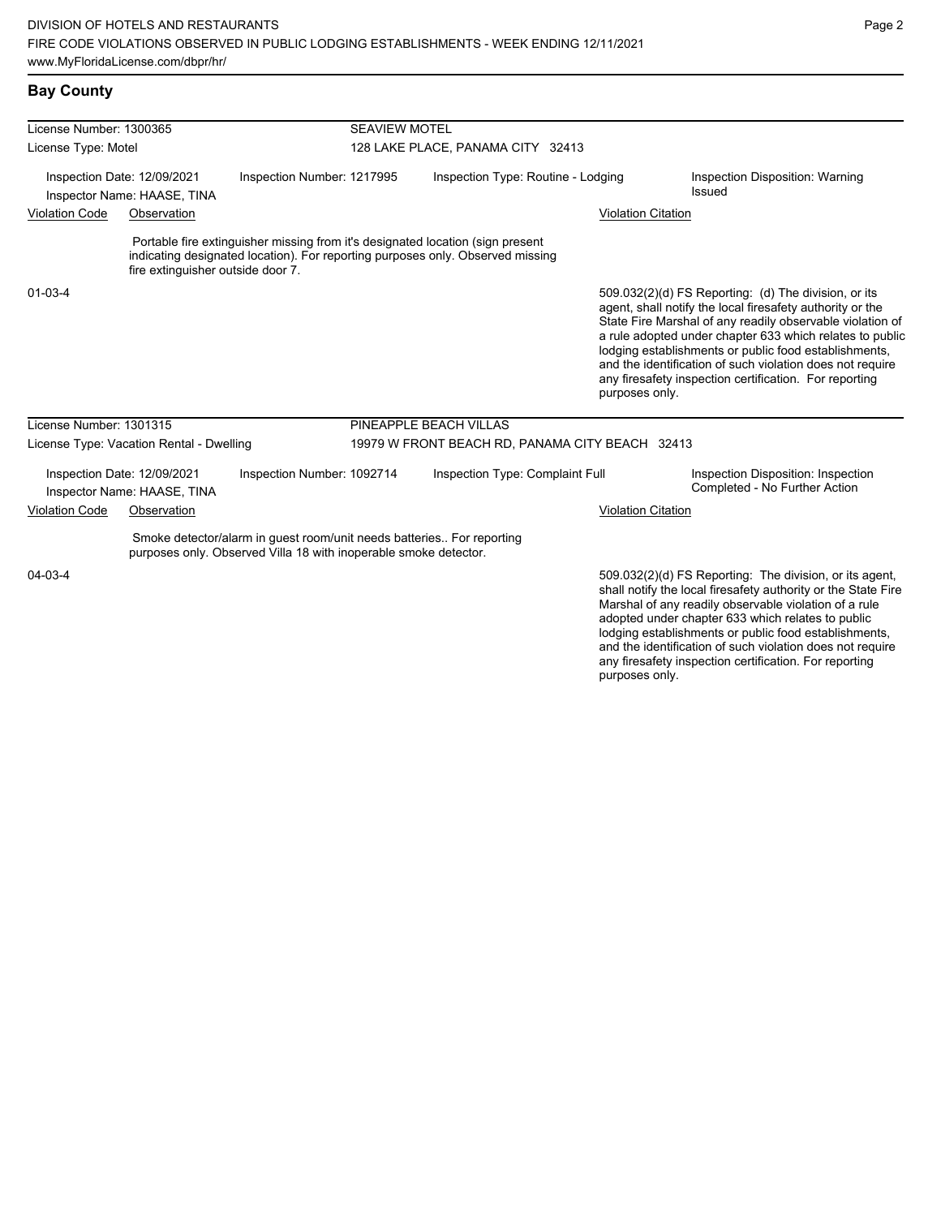## Bay County

**License Number:** 1300365 — **SEAVIEW MOTEL**
**License Type:** Motel — 128 LAKE PLACE, PANAMA CITY 32413

Inspection Date: 12/09/2021
Inspector Name: HAASE, TINA
Inspection Number: 1217995
Inspection Type: Routine - Lodging
Inspection Disposition: Warning Issued

| Violation Code | Observation | Violation Citation |
|---|---|---|
| 01-03-4 | Portable fire extinguisher missing from it's designated location (sign present indicating designated location). For reporting purposes only. Observed missing fire extinguisher outside door 7. | 509.032(2)(d) FS Reporting: (d) The division, or its agent, shall notify the local firesafety authority or the State Fire Marshal of any readily observable violation of a rule adopted under chapter 633 which relates to public lodging establishments or public food establishments, and the identification of such violation does not require any firesafety inspection certification. For reporting purposes only. |

**License Number:** 1301315 — **PINEAPPLE BEACH VILLAS**
**License Type:** Vacation Rental - Dwelling — 19979 W FRONT BEACH RD, PANAMA CITY BEACH 32413

Inspection Date: 12/09/2021
Inspector Name: HAASE, TINA
Inspection Number: 1092714
Inspection Type: Complaint Full
Inspection Disposition: Inspection Completed - No Further Action

| Violation Code | Observation | Violation Citation |
|---|---|---|
| 04-03-4 | Smoke detector/alarm in guest room/unit needs batteries.. For reporting purposes only. Observed Villa 18 with inoperable smoke detector. | 509.032(2)(d) FS Reporting: The division, or its agent, shall notify the local firesafety authority or the State Fire Marshal of any readily observable violation of a rule adopted under chapter 633 which relates to public lodging establishments or public food establishments, and the identification of such violation does not require any firesafety inspection certification. For reporting purposes only. |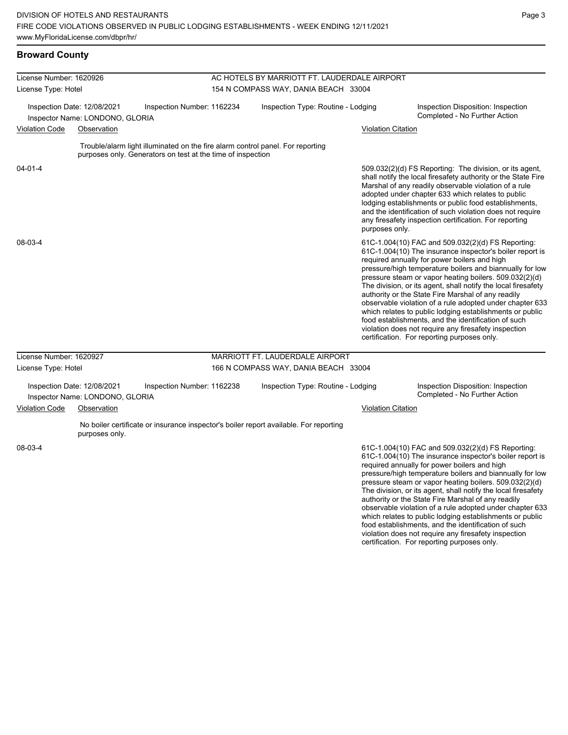## Broward County

**License Number:** 1620926
**License Type:** Hotel

**AC HOTELS BY MARRIOTT FT. LAUDERDALE AIRPORT**
154 N COMPASS WAY, DANIA BEACH 33004

Inspection Date: 12/08/2021
Inspection Number: 1162234
Inspection Type: Routine - Lodging
Inspector Name: LONDONO, GLORIA
Inspection Disposition: Inspection Completed - No Further Action

| Violation Code | Observation | Violation Citation |
|---|---|---|
| | Trouble/alarm light illuminated on the fire alarm control panel. For reporting purposes only. Generators on test at the time of inspection | |
| 04-01-4 | | 509.032(2)(d) FS Reporting: The division, or its agent, shall notify the local firesafety authority or the State Fire Marshal of any readily observable violation of a rule adopted under chapter 633 which relates to public lodging establishments or public food establishments, and the identification of such violation does not require any firesafety inspection certification. For reporting purposes only. |
| 08-03-4 | | 61C-1.004(10) FAC and 509.032(2)(d) FS Reporting: 61C-1.004(10) The insurance inspector's boiler report is required annually for power boilers and high pressure/high temperature boilers and biannually for low pressure steam or vapor heating boilers. 509.032(2)(d) The division, or its agent, shall notify the local firesafety authority or the State Fire Marshal of any readily observable violation of a rule adopted under chapter 633 which relates to public lodging establishments or public food establishments, and the identification of such violation does not require any firesafety inspection certification. For reporting purposes only. |

**License Number:** 1620927
**License Type:** Hotel

**MARRIOTT FT. LAUDERDALE AIRPORT**
166 N COMPASS WAY, DANIA BEACH 33004

Inspection Date: 12/08/2021
Inspection Number: 1162238
Inspection Type: Routine - Lodging
Inspector Name: LONDONO, GLORIA
Inspection Disposition: Inspection Completed - No Further Action

| Violation Code | Observation | Violation Citation |
|---|---|---|
| | No boiler certificate or insurance inspector's boiler report available. For reporting purposes only. | |
| 08-03-4 | | 61C-1.004(10) FAC and 509.032(2)(d) FS Reporting: 61C-1.004(10) The insurance inspector's boiler report is required annually for power boilers and high pressure/high temperature boilers and biannually for low pressure steam or vapor heating boilers. 509.032(2)(d) The division, or its agent, shall notify the local firesafety authority or the State Fire Marshal of any readily observable violation of a rule adopted under chapter 633 which relates to public lodging establishments or public food establishments, and the identification of such violation does not require any firesafety inspection certification. For reporting purposes only. |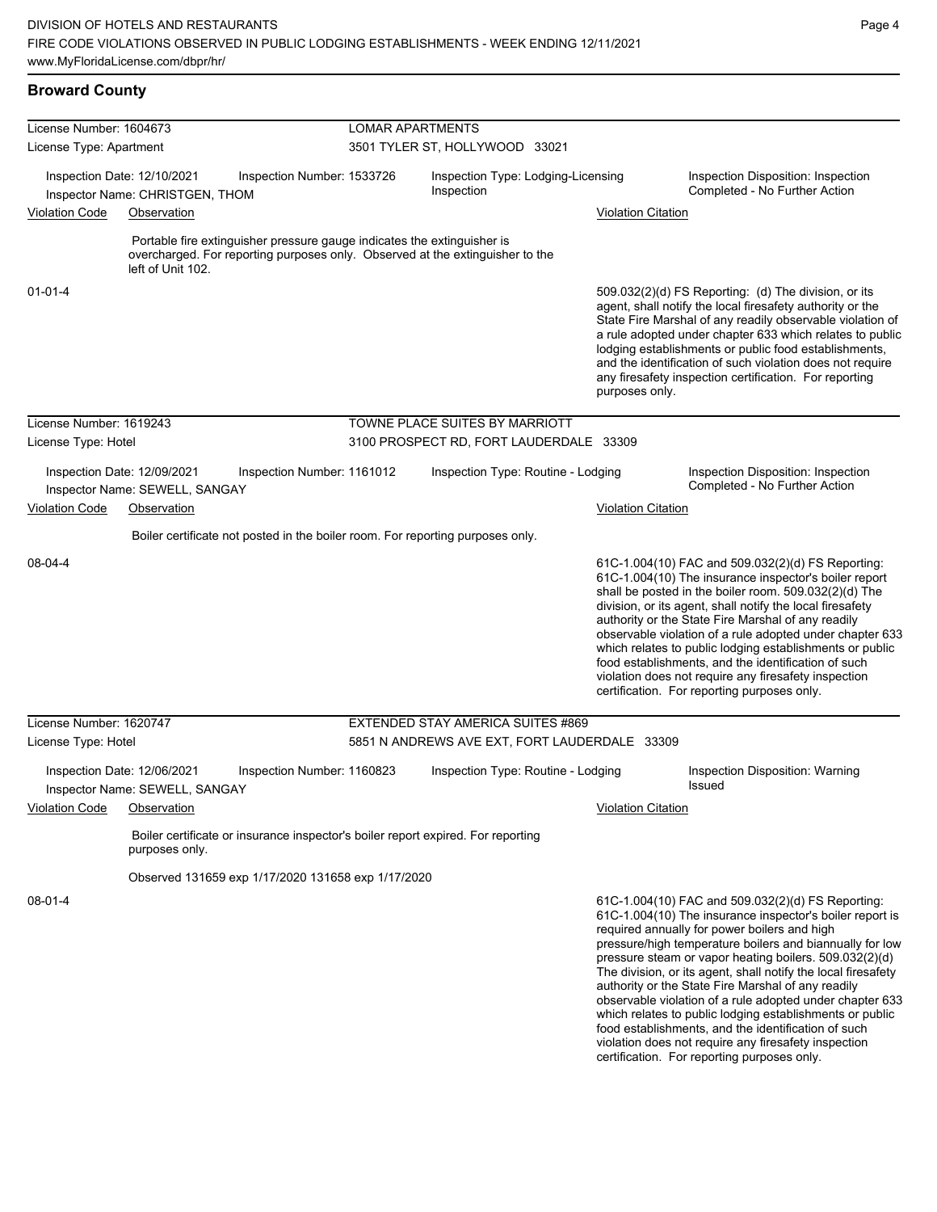## Broward County

**License Number:** 1604673 — **LOMAR APARTMENTS**
**License Type:** Apartment — 3501 TYLER ST, HOLLYWOOD 33021

Inspection Date: 12/10/2021 | Inspection Number: 1533726 | Inspection Type: Lodging-Licensing Inspection | Inspection Disposition: Inspection Completed - No Further Action
Inspector Name: CHRISTGEN, THOM

| Violation Code | Observation | Violation Citation |
|---|---|---|
| 01-01-4 | Portable fire extinguisher pressure gauge indicates the extinguisher is overcharged. For reporting purposes only. Observed at the extinguisher to the left of Unit 102. | 509.032(2)(d) FS Reporting: (d) The division, or its agent, shall notify the local firesafety authority or the State Fire Marshal of any readily observable violation of a rule adopted under chapter 633 which relates to public lodging establishments or public food establishments, and the identification of such violation does not require any firesafety inspection certification. For reporting purposes only. |

**License Number:** 1619243 — **TOWNE PLACE SUITES BY MARRIOTT**
**License Type:** Hotel — 3100 PROSPECT RD, FORT LAUDERDALE 33309

Inspection Date: 12/09/2021 | Inspection Number: 1161012 | Inspection Type: Routine - Lodging | Inspection Disposition: Inspection Completed - No Further Action
Inspector Name: SEWELL, SANGAY

| Violation Code | Observation | Violation Citation |
|---|---|---|
| 08-04-4 | Boiler certificate not posted in the boiler room. For reporting purposes only. | 61C-1.004(10) FAC and 509.032(2)(d) FS Reporting: 61C-1.004(10) The insurance inspector's boiler report shall be posted in the boiler room. 509.032(2)(d) The division, or its agent, shall notify the local firesafety authority or the State Fire Marshal of any readily observable violation of a rule adopted under chapter 633 which relates to public lodging establishments or public food establishments, and the identification of such violation does not require any firesafety inspection certification. For reporting purposes only. |

**License Number:** 1620747 — **EXTENDED STAY AMERICA SUITES #869**
**License Type:** Hotel — 5851 N ANDREWS AVE EXT, FORT LAUDERDALE 33309

Inspection Date: 12/06/2021 | Inspection Number: 1160823 | Inspection Type: Routine - Lodging | Inspection Disposition: Warning Issued
Inspector Name: SEWELL, SANGAY

| Violation Code | Observation | Violation Citation |
|---|---|---|
| 08-01-4 | Boiler certificate or insurance inspector's boiler report expired. For reporting purposes only.<br><br>Observed 131659 exp 1/17/2020 131658 exp 1/17/2020 | 61C-1.004(10) FAC and 509.032(2)(d) FS Reporting: 61C-1.004(10) The insurance inspector's boiler report is required annually for power boilers and high pressure/high temperature boilers and biannually for low pressure steam or vapor heating boilers. 509.032(2)(d) The division, or its agent, shall notify the local firesafety authority or the State Fire Marshal of any readily observable violation of a rule adopted under chapter 633 which relates to public lodging establishments or public food establishments, and the identification of such violation does not require any firesafety inspection certification. For reporting purposes only. |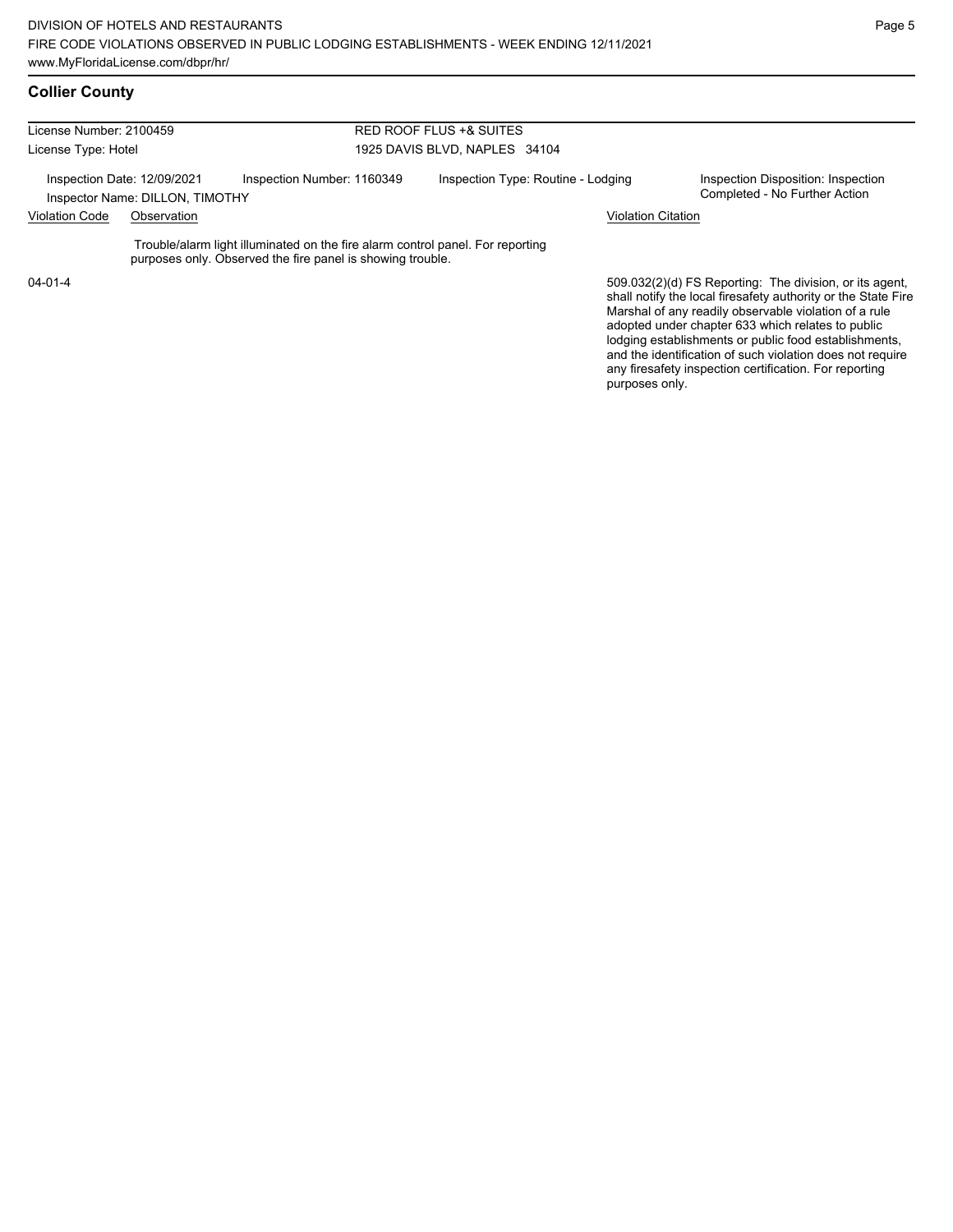## Collier County

| License Number: 2100459 | | RED ROOF FLUS +& SUITES | |
|---|---|---|---|
| License Type: Hotel | | 1925 DAVIS BLVD, NAPLES 34104 | |
| Inspection Date: 12/09/2021 | Inspection Number: 1160349 | Inspection Type: Routine - Lodging | Inspection Disposition: Inspection Completed - No Further Action |
| Inspector Name: DILLON, TIMOTHY | | | |

| Violation Code | Observation | Violation Citation |
|---|---|---|
| 04-01-4 | Trouble/alarm light illuminated on the fire alarm control panel. For reporting purposes only. Observed the fire panel is showing trouble. | 509.032(2)(d) FS Reporting: The division, or its agent, shall notify the local firesafety authority or the State Fire Marshal of any readily observable violation of a rule adopted under chapter 633 which relates to public lodging establishments or public food establishments, and the identification of such violation does not require any firesafety inspection certification. For reporting purposes only. |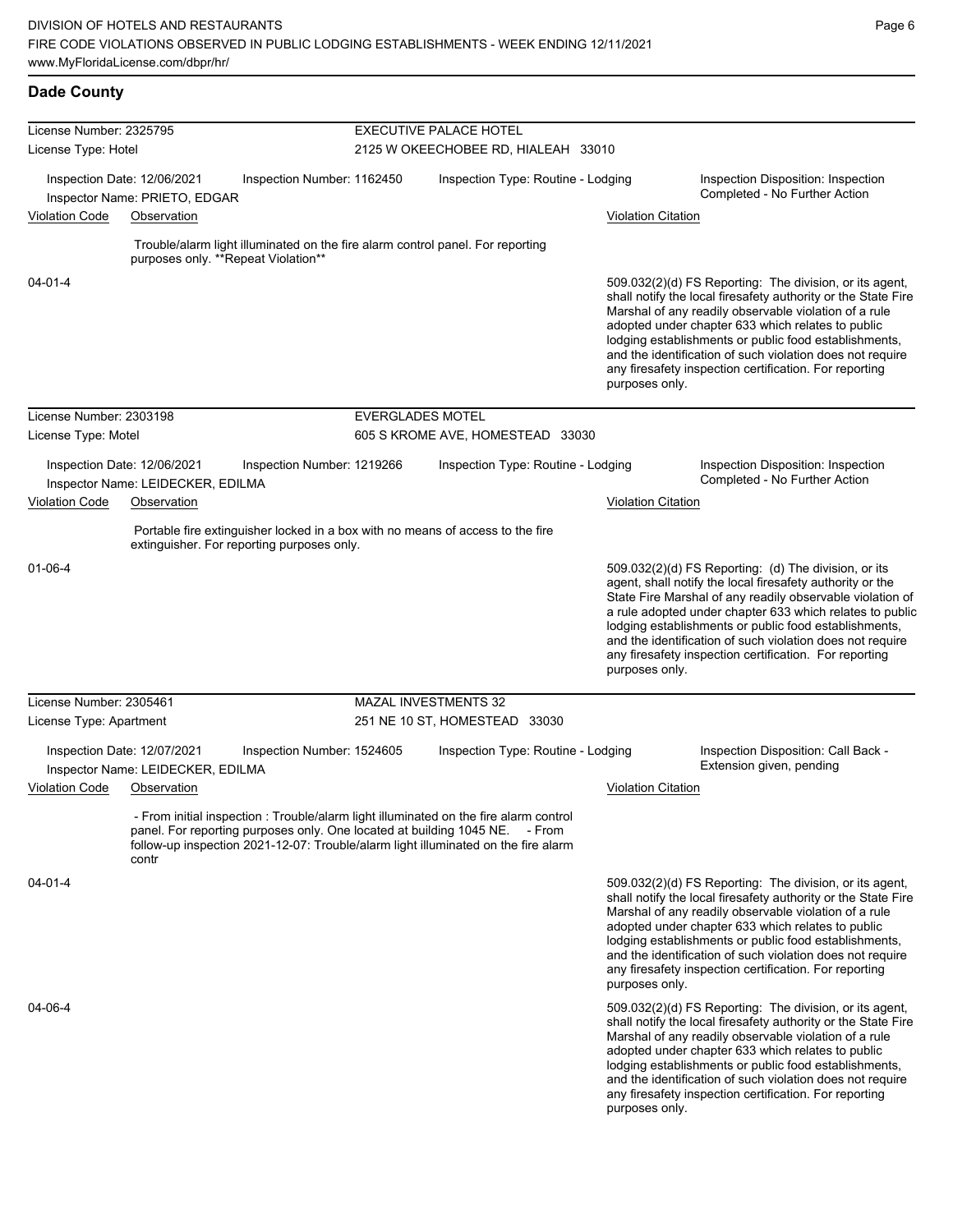## Dade County

**License Number:** 2325795 — **EXECUTIVE PALACE HOTEL**
**License Type:** Hotel — 2125 W OKEECHOBEE RD, HIALEAH 33010

Inspection Date: 12/06/2021 | Inspection Number: 1162450 | Inspection Type: Routine - Lodging | Inspection Disposition: Inspection Completed - No Further Action
Inspector Name: PRIETO, EDGAR

| Violation Code | Observation | Violation Citation |
| --- | --- | --- |
| 04-01-4 | Trouble/alarm light illuminated on the fire alarm control panel. For reporting purposes only. **Repeat Violation** | 509.032(2)(d) FS Reporting: The division, or its agent, shall notify the local firesafety authority or the State Fire Marshal of any readily observable violation of a rule adopted under chapter 633 which relates to public lodging establishments or public food establishments, and the identification of such violation does not require any firesafety inspection certification. For reporting purposes only. |

**License Number:** 2303198 — **EVERGLADES MOTEL**
**License Type:** Motel — 605 S KROME AVE, HOMESTEAD 33030

Inspection Date: 12/06/2021 | Inspection Number: 1219266 | Inspection Type: Routine - Lodging | Inspection Disposition: Inspection Completed - No Further Action
Inspector Name: LEIDECKER, EDILMA

| Violation Code | Observation | Violation Citation |
| --- | --- | --- |
| 01-06-4 | Portable fire extinguisher locked in a box with no means of access to the fire extinguisher. For reporting purposes only. | 509.032(2)(d) FS Reporting: (d) The division, or its agent, shall notify the local firesafety authority or the State Fire Marshal of any readily observable violation of a rule adopted under chapter 633 which relates to public lodging establishments or public food establishments, and the identification of such violation does not require any firesafety inspection certification. For reporting purposes only. |

**License Number:** 2305461 — **MAZAL INVESTMENTS 32**
**License Type:** Apartment — 251 NE 10 ST, HOMESTEAD 33030

Inspection Date: 12/07/2021 | Inspection Number: 1524605 | Inspection Type: Routine - Lodging | Inspection Disposition: Call Back - Extension given, pending
Inspector Name: LEIDECKER, EDILMA

| Violation Code | Observation | Violation Citation |
| --- | --- | --- |
| 04-01-4 | - From initial inspection : Trouble/alarm light illuminated on the fire alarm control panel. For reporting purposes only. One located at building 1045 NE. - From follow-up inspection 2021-12-07: Trouble/alarm light illuminated on the fire alarm contr | 509.032(2)(d) FS Reporting: The division, or its agent, shall notify the local firesafety authority or the State Fire Marshal of any readily observable violation of a rule adopted under chapter 633 which relates to public lodging establishments or public food establishments, and the identification of such violation does not require any firesafety inspection certification. For reporting purposes only. |
| 04-06-4 | | 509.032(2)(d) FS Reporting: The division, or its agent, shall notify the local firesafety authority or the State Fire Marshal of any readily observable violation of a rule adopted under chapter 633 which relates to public lodging establishments or public food establishments, and the identification of such violation does not require any firesafety inspection certification. For reporting purposes only. |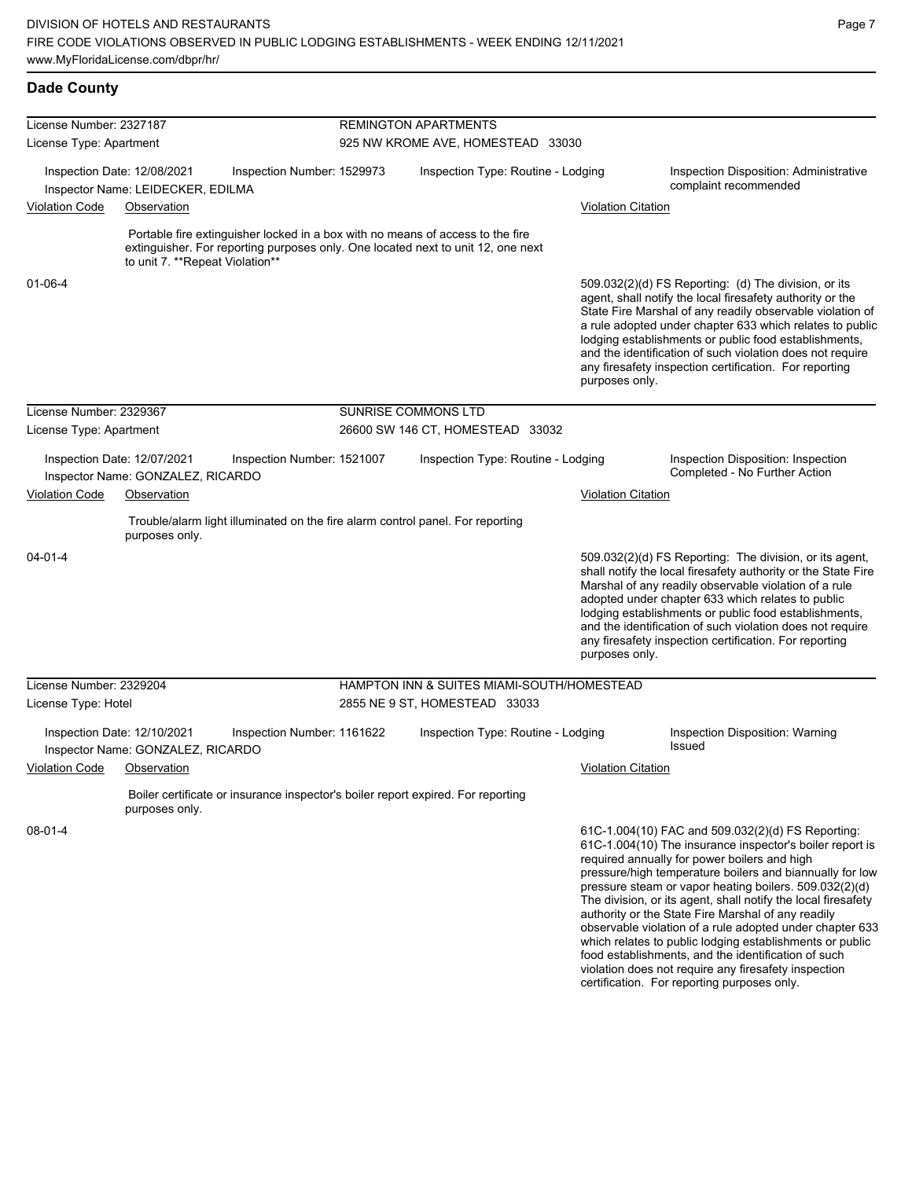## Dade County

**License Number:** 2327187 — **REMINGTON APARTMENTS**
**License Type:** Apartment — 925 NW KROME AVE, HOMESTEAD 33030

Inspection Date: 12/08/2021 | Inspection Number: 1529973 | Inspection Type: Routine - Lodging | Inspection Disposition: Administrative complaint recommended
Inspector Name: LEIDECKER, EDILMA

| Violation Code | Observation | Violation Citation |
|---|---|---|
| 01-06-4 | Portable fire extinguisher locked in a box with no means of access to the fire extinguisher. For reporting purposes only. One located next to unit 12, one next to unit 7. **Repeat Violation** | 509.032(2)(d) FS Reporting: (d) The division, or its agent, shall notify the local firesafety authority or the State Fire Marshal of any readily observable violation of a rule adopted under chapter 633 which relates to public lodging establishments or public food establishments, and the identification of such violation does not require any firesafety inspection certification. For reporting purposes only. |

**License Number:** 2329367 — **SUNRISE COMMONS LTD**
**License Type:** Apartment — 26600 SW 146 CT, HOMESTEAD 33032

Inspection Date: 12/07/2021 | Inspection Number: 1521007 | Inspection Type: Routine - Lodging | Inspection Disposition: Inspection Completed - No Further Action
Inspector Name: GONZALEZ, RICARDO

| Violation Code | Observation | Violation Citation |
|---|---|---|
| 04-01-4 | Trouble/alarm light illuminated on the fire alarm control panel. For reporting purposes only. | 509.032(2)(d) FS Reporting: The division, or its agent, shall notify the local firesafety authority or the State Fire Marshal of any readily observable violation of a rule adopted under chapter 633 which relates to public lodging establishments or public food establishments, and the identification of such violation does not require any firesafety inspection certification. For reporting purposes only. |

**License Number:** 2329204 — **HAMPTON INN & SUITES MIAMI-SOUTH/HOMESTEAD**
**License Type:** Hotel — 2855 NE 9 ST, HOMESTEAD 33033

Inspection Date: 12/10/2021 | Inspection Number: 1161622 | Inspection Type: Routine - Lodging | Inspection Disposition: Warning Issued
Inspector Name: GONZALEZ, RICARDO

| Violation Code | Observation | Violation Citation |
|---|---|---|
| 08-01-4 | Boiler certificate or insurance inspector's boiler report expired. For reporting purposes only. | 61C-1.004(10) FAC and 509.032(2)(d) FS Reporting: 61C-1.004(10) The insurance inspector's boiler report is required annually for power boilers and high pressure/high temperature boilers and biannually for low pressure steam or vapor heating boilers. 509.032(2)(d) The division, or its agent, shall notify the local firesafety authority or the State Fire Marshal of any readily observable violation of a rule adopted under chapter 633 which relates to public lodging establishments or public food establishments, and the identification of such violation does not require any firesafety inspection certification. For reporting purposes only. |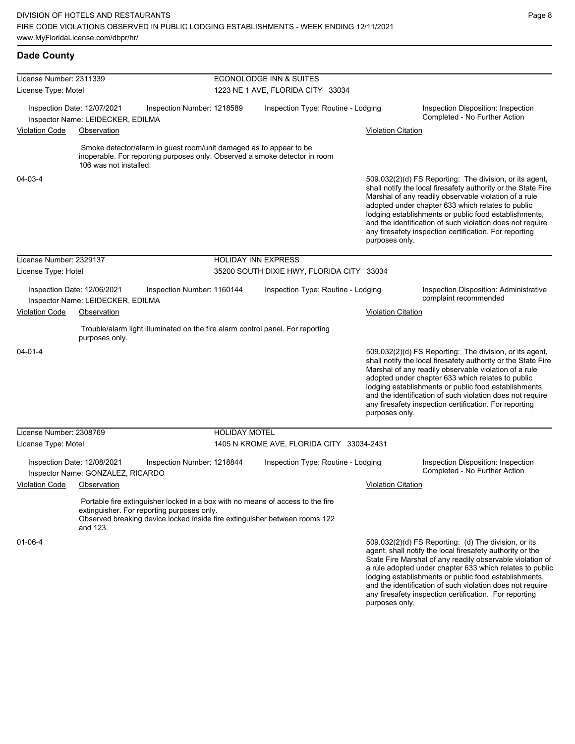## Dade County

| License Number: 2311339 | | ECONOLODGE INN & SUITES | |
|---|---|---|---|
| License Type: Motel | | 1223 NE 1 AVE, FLORIDA CITY 33034 | |
| Inspection Date: 12/07/2021 | Inspection Number: 1218589 | Inspection Type: Routine - Lodging | Inspection Disposition: Inspection Completed - No Further Action |
| Inspector Name: LEIDECKER, EDILMA | | | |

| Violation Code | Observation | Violation Citation |
|---|---|---|
| 04-03-4 | Smoke detector/alarm in guest room/unit damaged as to appear to be inoperable. For reporting purposes only. Observed a smoke detector in room 106 was not installed. | 509.032(2)(d) FS Reporting: The division, or its agent, shall notify the local firesafety authority or the State Fire Marshal of any readily observable violation of a rule adopted under chapter 633 which relates to public lodging establishments or public food establishments, and the identification of such violation does not require any firesafety inspection certification. For reporting purposes only. |

| License Number: 2329137 | | HOLIDAY INN EXPRESS | |
|---|---|---|---|
| License Type: Hotel | | 35200 SOUTH DIXIE HWY, FLORIDA CITY 33034 | |
| Inspection Date: 12/06/2021 | Inspection Number: 1160144 | Inspection Type: Routine - Lodging | Inspection Disposition: Administrative complaint recommended |
| Inspector Name: LEIDECKER, EDILMA | | | |

| Violation Code | Observation | Violation Citation |
|---|---|---|
| 04-01-4 | Trouble/alarm light illuminated on the fire alarm control panel. For reporting purposes only. | 509.032(2)(d) FS Reporting: The division, or its agent, shall notify the local firesafety authority or the State Fire Marshal of any readily observable violation of a rule adopted under chapter 633 which relates to public lodging establishments or public food establishments, and the identification of such violation does not require any firesafety inspection certification. For reporting purposes only. |

| License Number: 2308769 | | HOLIDAY MOTEL | |
|---|---|---|---|
| License Type: Motel | | 1405 N KROME AVE, FLORIDA CITY 33034-2431 | |
| Inspection Date: 12/08/2021 | Inspection Number: 1218844 | Inspection Type: Routine - Lodging | Inspection Disposition: Inspection Completed - No Further Action |
| Inspector Name: GONZALEZ, RICARDO | | | |

| Violation Code | Observation | Violation Citation |
|---|---|---|
| 01-06-4 | Portable fire extinguisher locked in a box with no means of access to the fire extinguisher. For reporting purposes only. Observed breaking device locked inside fire extinguisher between rooms 122 and 123. | 509.032(2)(d) FS Reporting: (d) The division, or its agent, shall notify the local firesafety authority or the State Fire Marshal of any readily observable violation of a rule adopted under chapter 633 which relates to public lodging establishments or public food establishments, and the identification of such violation does not require any firesafety inspection certification. For reporting purposes only. |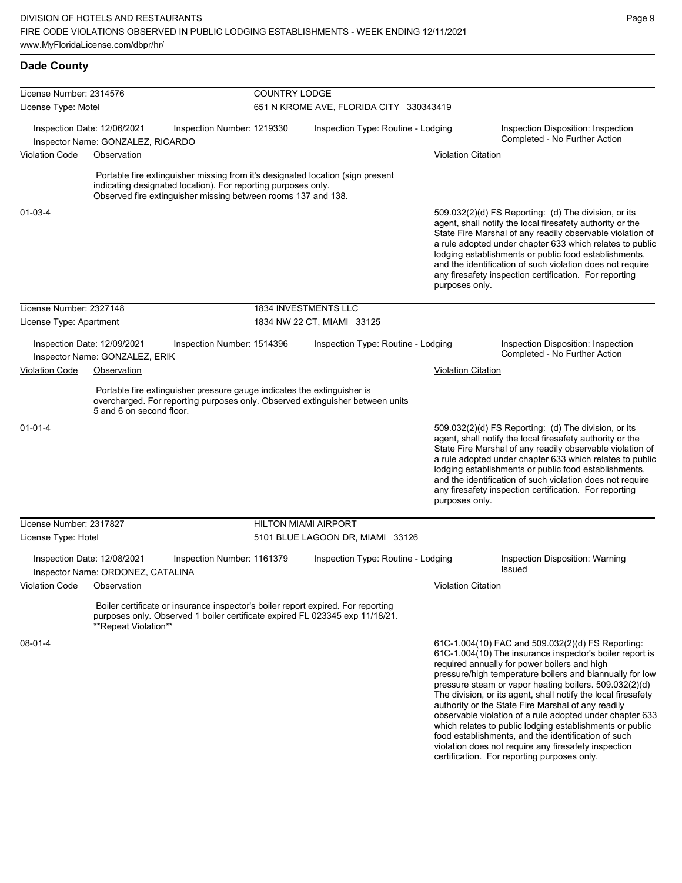## Dade County

**License Number:** 2314576 — **COUNTRY LODGE**
**License Type:** Motel — 651 N KROME AVE, FLORIDA CITY 330343419

Inspection Date: 12/06/2021 | Inspection Number: 1219330 | Inspection Type: Routine - Lodging | Inspection Disposition: Inspection Completed - No Further Action
Inspector Name: GONZALEZ, RICARDO

| Violation Code | Observation | Violation Citation |
| --- | --- | --- |
| 01-03-4 | Portable fire extinguisher missing from it's designated location (sign present indicating designated location). For reporting purposes only. Observed fire extinguisher missing between rooms 137 and 138. | 509.032(2)(d) FS Reporting: (d) The division, or its agent, shall notify the local firesafety authority or the State Fire Marshal of any readily observable violation of a rule adopted under chapter 633 which relates to public lodging establishments or public food establishments, and the identification of such violation does not require any firesafety inspection certification. For reporting purposes only. |

**License Number:** 2327148 — **1834 INVESTMENTS LLC**
**License Type:** Apartment — 1834 NW 22 CT, MIAMI 33125

Inspection Date: 12/09/2021 | Inspection Number: 1514396 | Inspection Type: Routine - Lodging | Inspection Disposition: Inspection Completed - No Further Action
Inspector Name: GONZALEZ, ERIK

| Violation Code | Observation | Violation Citation |
| --- | --- | --- |
| 01-01-4 | Portable fire extinguisher pressure gauge indicates the extinguisher is overcharged. For reporting purposes only. Observed extinguisher between units 5 and 6 on second floor. | 509.032(2)(d) FS Reporting: (d) The division, or its agent, shall notify the local firesafety authority or the State Fire Marshal of any readily observable violation of a rule adopted under chapter 633 which relates to public lodging establishments or public food establishments, and the identification of such violation does not require any firesafety inspection certification. For reporting purposes only. |

**License Number:** 2317827 — **HILTON MIAMI AIRPORT**
**License Type:** Hotel — 5101 BLUE LAGOON DR, MIAMI 33126

Inspection Date: 12/08/2021 | Inspection Number: 1161379 | Inspection Type: Routine - Lodging | Inspection Disposition: Warning Issued
Inspector Name: ORDONEZ, CATALINA

| Violation Code | Observation | Violation Citation |
| --- | --- | --- |
| 08-01-4 | Boiler certificate or insurance inspector's boiler report expired. For reporting purposes only. Observed 1 boiler certificate expired FL 023345 exp 11/18/21. **Repeat Violation** | 61C-1.004(10) FAC and 509.032(2)(d) FS Reporting: 61C-1.004(10) The insurance inspector's boiler report is required annually for power boilers and high pressure/high temperature boilers and biannually for low pressure steam or vapor heating boilers. 509.032(2)(d) The division, or its agent, shall notify the local firesafety authority or the State Fire Marshal of any readily observable violation of a rule adopted under chapter 633 which relates to public lodging establishments or public food establishments, and the identification of such violation does not require any firesafety inspection certification. For reporting purposes only. |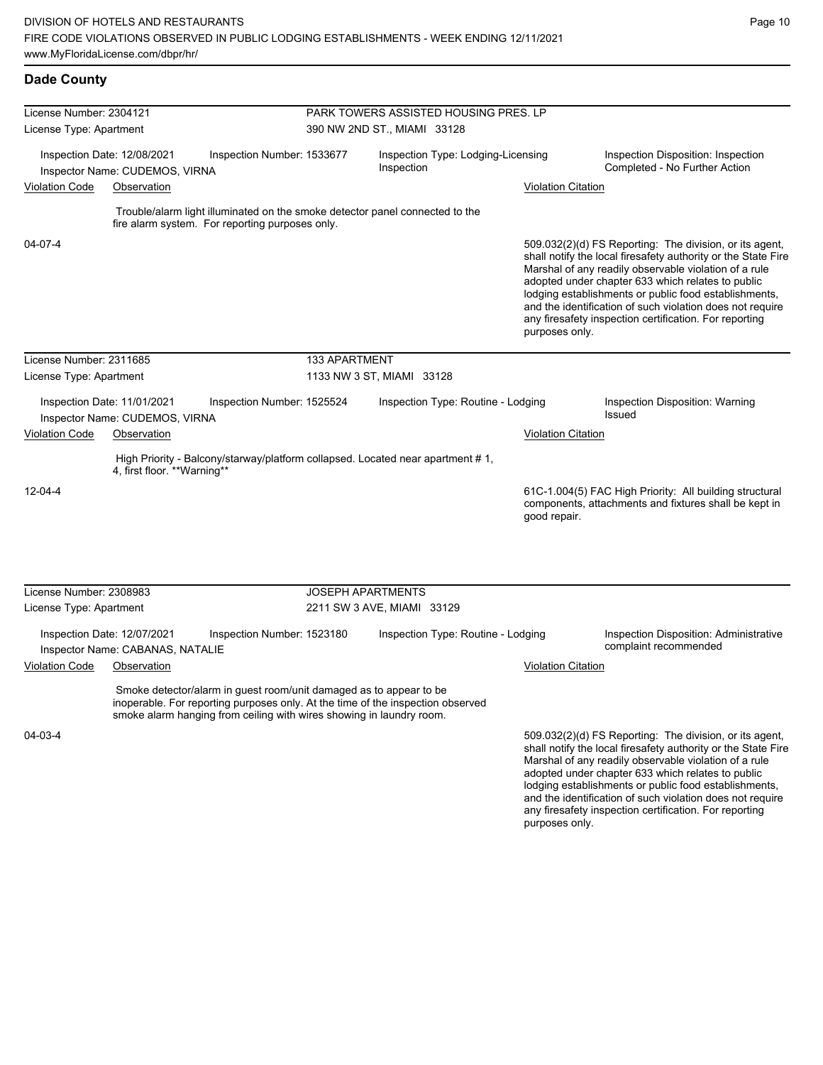## Dade County

**License Number:** 2304121
**License Type:** Apartment

**PARK TOWERS ASSISTED HOUSING PRES. LP**
390 NW 2ND ST., MIAMI 33128

Inspection Date: 12/08/2021
Inspector Name: CUDEMOS, VIRNA
Inspection Number: 1533677
Inspection Type: Lodging-Licensing Inspection
Inspection Disposition: Inspection Completed - No Further Action

| Violation Code | Observation | Violation Citation |
|---|---|---|
| 04-07-4 | Trouble/alarm light illuminated on the smoke detector panel connected to the fire alarm system. For reporting purposes only. | 509.032(2)(d) FS Reporting: The division, or its agent, shall notify the local firesafety authority or the State Fire Marshal of any readily observable violation of a rule adopted under chapter 633 which relates to public lodging establishments or public food establishments, and the identification of such violation does not require any firesafety inspection certification. For reporting purposes only. |

**License Number:** 2311685
**License Type:** Apartment

**133 APARTMENT**
1133 NW 3 ST, MIAMI 33128

Inspection Date: 11/01/2021
Inspector Name: CUDEMOS, VIRNA
Inspection Number: 1525524
Inspection Type: Routine - Lodging
Inspection Disposition: Warning Issued

| Violation Code | Observation | Violation Citation |
|---|---|---|
| 12-04-4 | High Priority - Balcony/starway/platform collapsed. Located near apartment # 1, 4, first floor. **Warning** | 61C-1.004(5) FAC High Priority: All building structural components, attachments and fixtures shall be kept in good repair. |

**License Number:** 2308983
**License Type:** Apartment

**JOSEPH APARTMENTS**
2211 SW 3 AVE, MIAMI 33129

Inspection Date: 12/07/2021
Inspector Name: CABANAS, NATALIE
Inspection Number: 1523180
Inspection Type: Routine - Lodging
Inspection Disposition: Administrative complaint recommended

| Violation Code | Observation | Violation Citation |
|---|---|---|
| 04-03-4 | Smoke detector/alarm in guest room/unit damaged as to appear to be inoperable. For reporting purposes only. At the time of the inspection observed smoke alarm hanging from ceiling with wires showing in laundry room. | 509.032(2)(d) FS Reporting: The division, or its agent, shall notify the local firesafety authority or the State Fire Marshal of any readily observable violation of a rule adopted under chapter 633 which relates to public lodging establishments or public food establishments, and the identification of such violation does not require any firesafety inspection certification. For reporting purposes only. |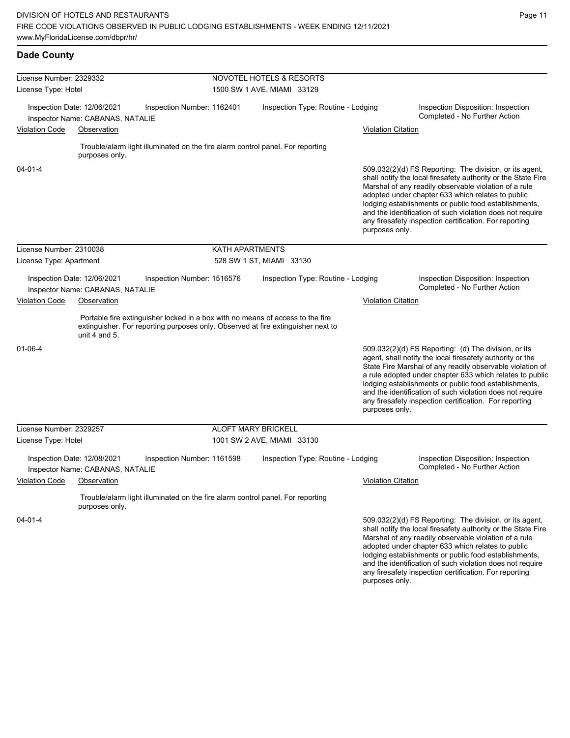## Dade County

**License Number:** 2329332 — NOVOTEL HOTELS & RESORTS
**License Type:** Hotel — 1500 SW 1 AVE, MIAMI 33129

Inspection Date: 12/06/2021 | Inspection Number: 1162401 | Inspection Type: Routine - Lodging | Inspection Disposition: Inspection Completed - No Further Action

Inspector Name: CABANAS, NATALIE

| Violation Code | Observation | Violation Citation |
|---|---|---|
| 04-01-4 | Trouble/alarm light illuminated on the fire alarm control panel. For reporting purposes only. | 509.032(2)(d) FS Reporting: The division, or its agent, shall notify the local firesafety authority or the State Fire Marshal of any readily observable violation of a rule adopted under chapter 633 which relates to public lodging establishments or public food establishments, and the identification of such violation does not require any firesafety inspection certification. For reporting purposes only. |

---

**License Number:** 2310038 — KATH APARTMENTS
**License Type:** Apartment — 528 SW 1 ST, MIAMI 33130

Inspection Date: 12/06/2021 | Inspection Number: 1516576 | Inspection Type: Routine - Lodging | Inspection Disposition: Inspection Completed - No Further Action

Inspector Name: CABANAS, NATALIE

| Violation Code | Observation | Violation Citation |
|---|---|---|
| 01-06-4 | Portable fire extinguisher locked in a box with no means of access to the fire extinguisher. For reporting purposes only. Observed at fire extinguisher next to unit 4 and 5. | 509.032(2)(d) FS Reporting: (d) The division, or its agent, shall notify the local firesafety authority or the State Fire Marshal of any readily observable violation of a rule adopted under chapter 633 which relates to public lodging establishments or public food establishments, and the identification of such violation does not require any firesafety inspection certification. For reporting purposes only. |

---

**License Number:** 2329257 — ALOFT MARY BRICKELL
**License Type:** Hotel — 1001 SW 2 AVE, MIAMI 33130

Inspection Date: 12/08/2021 | Inspection Number: 1161598 | Inspection Type: Routine - Lodging | Inspection Disposition: Inspection Completed - No Further Action

Inspector Name: CABANAS, NATALIE

| Violation Code | Observation | Violation Citation |
|---|---|---|
| 04-01-4 | Trouble/alarm light illuminated on the fire alarm control panel. For reporting purposes only. | 509.032(2)(d) FS Reporting: The division, or its agent, shall notify the local firesafety authority or the State Fire Marshal of any readily observable violation of a rule adopted under chapter 633 which relates to public lodging establishments or public food establishments, and the identification of such violation does not require any firesafety inspection certification. For reporting purposes only. |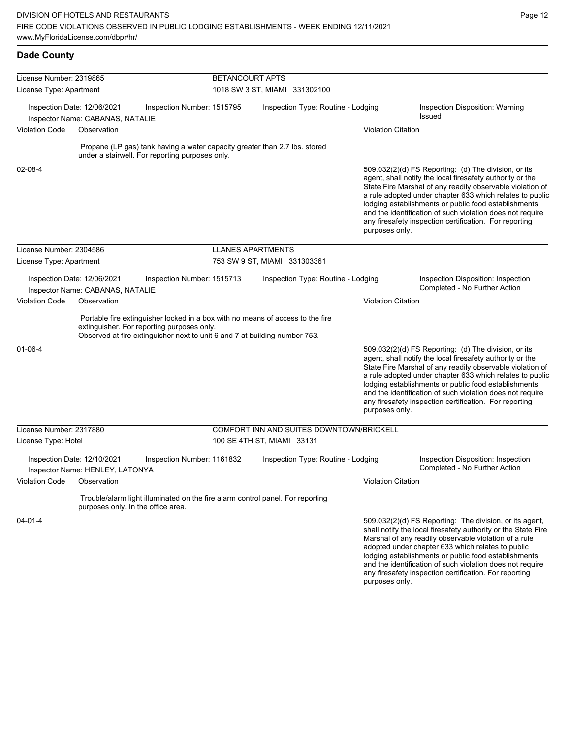## Dade County

**License Number:** 2319865 — **BETANCOURT APTS**
**License Type:** Apartment — 1018 SW 3 ST, MIAMI 331302100

Inspection Date: 12/06/2021 | Inspection Number: 1515795 | Inspection Type: Routine - Lodging | Inspection Disposition: Warning Issued
Inspector Name: CABANAS, NATALIE

| Violation Code | Observation | Violation Citation |
|---|---|---|
| 02-08-4 | Propane (LP gas) tank having a water capacity greater than 2.7 lbs. stored under a stairwell. For reporting purposes only. | 509.032(2)(d) FS Reporting: (d) The division, or its agent, shall notify the local firesafety authority or the State Fire Marshal of any readily observable violation of a rule adopted under chapter 633 which relates to public lodging establishments or public food establishments, and the identification of such violation does not require any firesafety inspection certification. For reporting purposes only. |

**License Number:** 2304586 — **LLANES APARTMENTS**
**License Type:** Apartment — 753 SW 9 ST, MIAMI 331303361

Inspection Date: 12/06/2021 | Inspection Number: 1515713 | Inspection Type: Routine - Lodging | Inspection Disposition: Inspection Completed - No Further Action
Inspector Name: CABANAS, NATALIE

| Violation Code | Observation | Violation Citation |
|---|---|---|
| 01-06-4 | Portable fire extinguisher locked in a box with no means of access to the fire extinguisher. For reporting purposes only. Observed at fire extinguisher next to unit 6 and 7 at building number 753. | 509.032(2)(d) FS Reporting: (d) The division, or its agent, shall notify the local firesafety authority or the State Fire Marshal of any readily observable violation of a rule adopted under chapter 633 which relates to public lodging establishments or public food establishments, and the identification of such violation does not require any firesafety inspection certification. For reporting purposes only. |

**License Number:** 2317880 — **COMFORT INN AND SUITES DOWNTOWN/BRICKELL**
**License Type:** Hotel — 100 SE 4TH ST, MIAMI 33131

Inspection Date: 12/10/2021 | Inspection Number: 1161832 | Inspection Type: Routine - Lodging | Inspection Disposition: Inspection Completed - No Further Action
Inspector Name: HENLEY, LATONYA

| Violation Code | Observation | Violation Citation |
|---|---|---|
| 04-01-4 | Trouble/alarm light illuminated on the fire alarm control panel. For reporting purposes only. In the office area. | 509.032(2)(d) FS Reporting: The division, or its agent, shall notify the local firesafety authority or the State Fire Marshal of any readily observable violation of a rule adopted under chapter 633 which relates to public lodging establishments or public food establishments, and the identification of such violation does not require any firesafety inspection certification. For reporting purposes only. |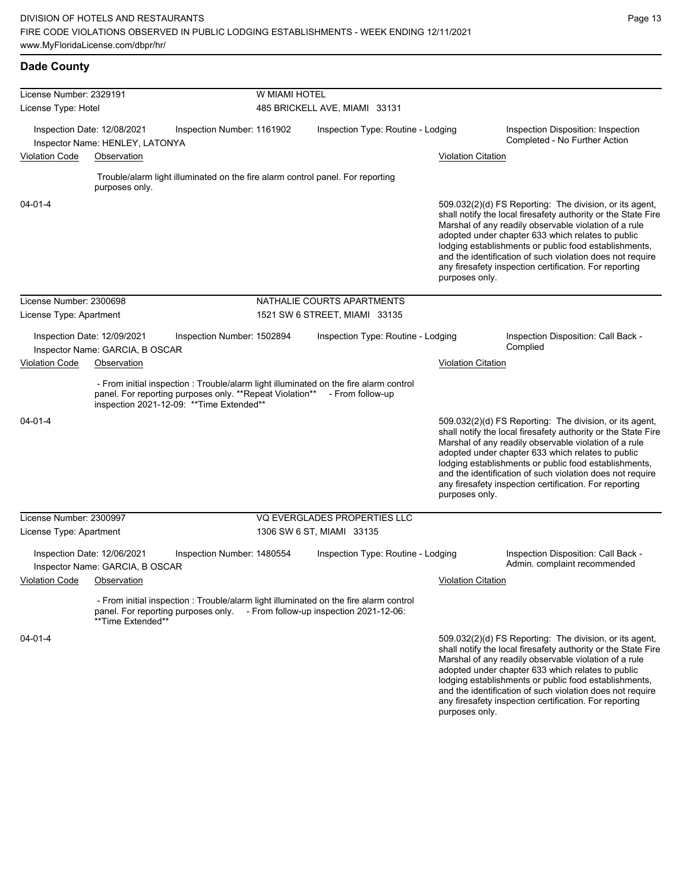## Dade County

**License Number:** 2329191 — **W MIAMI HOTEL**
**License Type:** Hotel — 485 BRICKELL AVE, MIAMI 33131

Inspection Date: 12/08/2021 | Inspection Number: 1161902 | Inspection Type: Routine - Lodging | Inspection Disposition: Inspection Completed - No Further Action
Inspector Name: HENLEY, LATONYA

| Violation Code | Observation | Violation Citation |
|---|---|---|
| 04-01-4 | Trouble/alarm light illuminated on the fire alarm control panel. For reporting purposes only. | 509.032(2)(d) FS Reporting: The division, or its agent, shall notify the local firesafety authority or the State Fire Marshal of any readily observable violation of a rule adopted under chapter 633 which relates to public lodging establishments or public food establishments, and the identification of such violation does not require any firesafety inspection certification. For reporting purposes only. |

**License Number:** 2300698 — **NATHALIE COURTS APARTMENTS**
**License Type:** Apartment — 1521 SW 6 STREET, MIAMI 33135

Inspection Date: 12/09/2021 | Inspection Number: 1502894 | Inspection Type: Routine - Lodging | Inspection Disposition: Call Back - Complied
Inspector Name: GARCIA, B OSCAR

| Violation Code | Observation | Violation Citation |
|---|---|---|
| 04-01-4 | - From initial inspection : Trouble/alarm light illuminated on the fire alarm control panel. For reporting purposes only. **Repeat Violation** - From follow-up inspection 2021-12-09: **Time Extended** | 509.032(2)(d) FS Reporting: The division, or its agent, shall notify the local firesafety authority or the State Fire Marshal of any readily observable violation of a rule adopted under chapter 633 which relates to public lodging establishments or public food establishments, and the identification of such violation does not require any firesafety inspection certification. For reporting purposes only. |

**License Number:** 2300997 — **VQ EVERGLADES PROPERTIES LLC**
**License Type:** Apartment — 1306 SW 6 ST, MIAMI 33135

Inspection Date: 12/06/2021 | Inspection Number: 1480554 | Inspection Type: Routine - Lodging | Inspection Disposition: Call Back - Admin. complaint recommended
Inspector Name: GARCIA, B OSCAR

| Violation Code | Observation | Violation Citation |
|---|---|---|
| 04-01-4 | - From initial inspection : Trouble/alarm light illuminated on the fire alarm control panel. For reporting purposes only. - From follow-up inspection 2021-12-06: **Time Extended** | 509.032(2)(d) FS Reporting: The division, or its agent, shall notify the local firesafety authority or the State Fire Marshal of any readily observable violation of a rule adopted under chapter 633 which relates to public lodging establishments or public food establishments, and the identification of such violation does not require any firesafety inspection certification. For reporting purposes only. |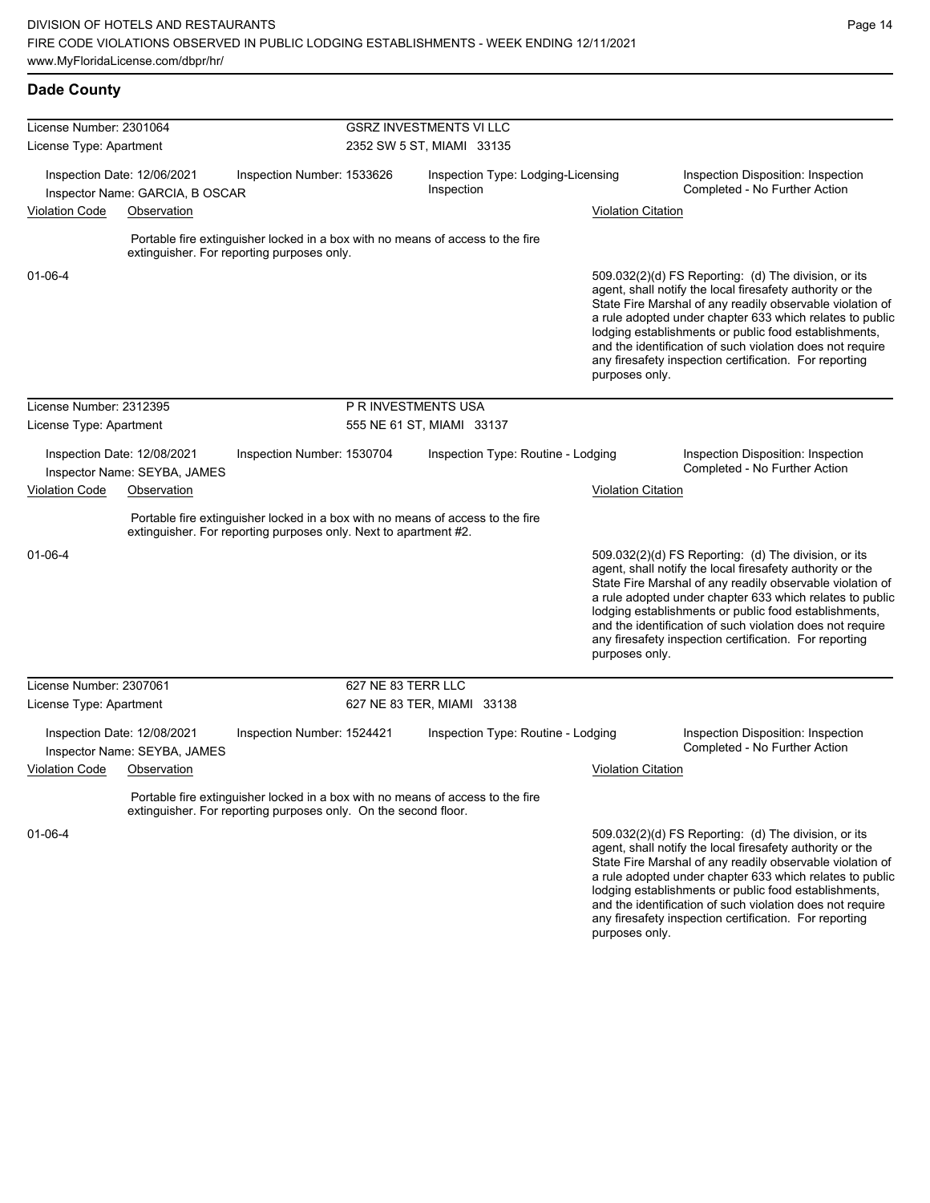## Dade County

**License Number:** 2301064 — **GSRZ INVESTMENTS VI LLC**
**License Type:** Apartment — 2352 SW 5 ST, MIAMI 33135

Inspection Date: 12/06/2021 | Inspection Number: 1533626 | Inspection Type: Lodging-Licensing Inspection | Inspection Disposition: Inspection Completed - No Further Action
Inspector Name: GARCIA, B OSCAR

| Violation Code | Observation | Violation Citation |
| --- | --- | --- |
| 01-06-4 | Portable fire extinguisher locked in a box with no means of access to the fire extinguisher. For reporting purposes only. | 509.032(2)(d) FS Reporting: (d) The division, or its agent, shall notify the local firesafety authority or the State Fire Marshal of any readily observable violation of a rule adopted under chapter 633 which relates to public lodging establishments or public food establishments, and the identification of such violation does not require any firesafety inspection certification. For reporting purposes only. |

**License Number:** 2312395 — **P R INVESTMENTS USA**
**License Type:** Apartment — 555 NE 61 ST, MIAMI 33137

Inspection Date: 12/08/2021 | Inspection Number: 1530704 | Inspection Type: Routine - Lodging | Inspection Disposition: Inspection Completed - No Further Action
Inspector Name: SEYBA, JAMES

| Violation Code | Observation | Violation Citation |
| --- | --- | --- |
| 01-06-4 | Portable fire extinguisher locked in a box with no means of access to the fire extinguisher. For reporting purposes only. Next to apartment #2. | 509.032(2)(d) FS Reporting: (d) The division, or its agent, shall notify the local firesafety authority or the State Fire Marshal of any readily observable violation of a rule adopted under chapter 633 which relates to public lodging establishments or public food establishments, and the identification of such violation does not require any firesafety inspection certification. For reporting purposes only. |

**License Number:** 2307061 — **627 NE 83 TERR LLC**
**License Type:** Apartment — 627 NE 83 TER, MIAMI 33138

Inspection Date: 12/08/2021 | Inspection Number: 1524421 | Inspection Type: Routine - Lodging | Inspection Disposition: Inspection Completed - No Further Action
Inspector Name: SEYBA, JAMES

| Violation Code | Observation | Violation Citation |
| --- | --- | --- |
| 01-06-4 | Portable fire extinguisher locked in a box with no means of access to the fire extinguisher. For reporting purposes only. On the second floor. | 509.032(2)(d) FS Reporting: (d) The division, or its agent, shall notify the local firesafety authority or the State Fire Marshal of any readily observable violation of a rule adopted under chapter 633 which relates to public lodging establishments or public food establishments, and the identification of such violation does not require any firesafety inspection certification. For reporting purposes only. |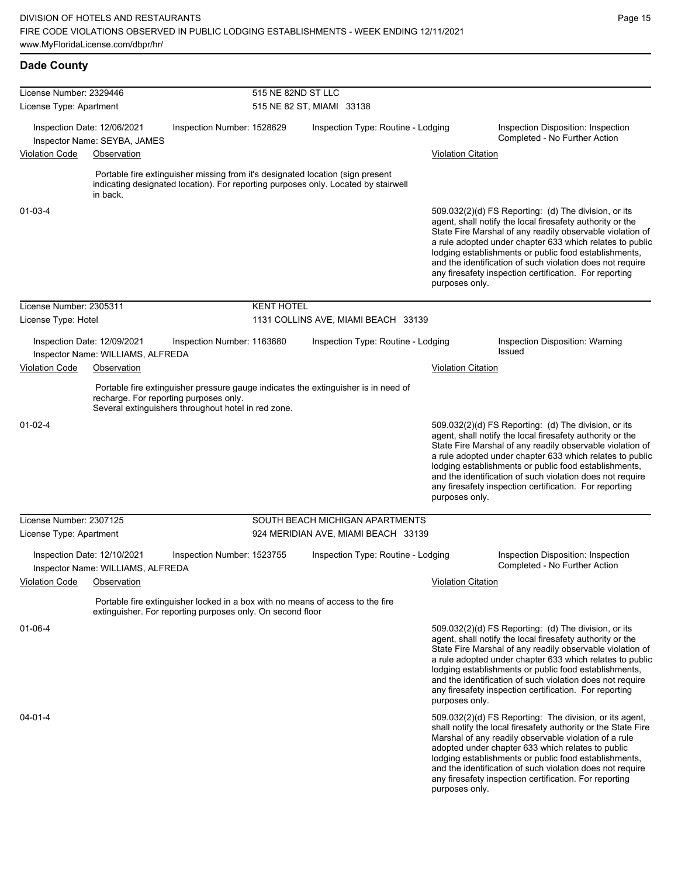DIVISION OF HOTELS AND RESTAURANTS
FIRE CODE VIOLATIONS OBSERVED IN PUBLIC LODGING ESTABLISHMENTS - WEEK ENDING 12/11/2021
www.MyFloridaLicense.com/dbpr/hr/

## Dade County

**License Number:** 2329446 — **515 NE 82ND ST LLC**
**License Type:** Apartment — 515 NE 82 ST, MIAMI 33138

Inspection Date: 12/06/2021 | Inspection Number: 1528629 | Inspection Type: Routine - Lodging | Inspection Disposition: Inspection Completed - No Further Action
Inspector Name: SEYBA, JAMES

| Violation Code | Observation | Violation Citation |
|---|---|---|
| 01-03-4 | Portable fire extinguisher missing from it's designated location (sign present indicating designated location). For reporting purposes only. Located by stairwell in back. | 509.032(2)(d) FS Reporting: (d) The division, or its agent, shall notify the local firesafety authority or the State Fire Marshal of any readily observable violation of a rule adopted under chapter 633 which relates to public lodging establishments or public food establishments, and the identification of such violation does not require any firesafety inspection certification. For reporting purposes only. |

**License Number:** 2305311 — **KENT HOTEL**
**License Type:** Hotel — 1131 COLLINS AVE, MIAMI BEACH 33139

Inspection Date: 12/09/2021 | Inspection Number: 1163680 | Inspection Type: Routine - Lodging | Inspection Disposition: Warning Issued
Inspector Name: WILLIAMS, ALFREDA

| Violation Code | Observation | Violation Citation |
|---|---|---|
| 01-02-4 | Portable fire extinguisher pressure gauge indicates the extinguisher is in need of recharge. For reporting purposes only. Several extinguishers throughout hotel in red zone. | 509.032(2)(d) FS Reporting: (d) The division, or its agent, shall notify the local firesafety authority or the State Fire Marshal of any readily observable violation of a rule adopted under chapter 633 which relates to public lodging establishments or public food establishments, and the identification of such violation does not require any firesafety inspection certification. For reporting purposes only. |

**License Number:** 2307125 — **SOUTH BEACH MICHIGAN APARTMENTS**
**License Type:** Apartment — 924 MERIDIAN AVE, MIAMI BEACH 33139

Inspection Date: 12/10/2021 | Inspection Number: 1523755 | Inspection Type: Routine - Lodging | Inspection Disposition: Inspection Completed - No Further Action
Inspector Name: WILLIAMS, ALFREDA

| Violation Code | Observation | Violation Citation |
|---|---|---|
| 01-06-4 | Portable fire extinguisher locked in a box with no means of access to the fire extinguisher. For reporting purposes only. On second floor | 509.032(2)(d) FS Reporting: (d) The division, or its agent, shall notify the local firesafety authority or the State Fire Marshal of any readily observable violation of a rule adopted under chapter 633 which relates to public lodging establishments or public food establishments, and the identification of such violation does not require any firesafety inspection certification. For reporting purposes only. |
| 04-01-4 | | 509.032(2)(d) FS Reporting: The division, or its agent, shall notify the local firesafety authority or the State Fire Marshal of any readily observable violation of a rule adopted under chapter 633 which relates to public lodging establishments or public food establishments, and the identification of such violation does not require any firesafety inspection certification. For reporting purposes only. |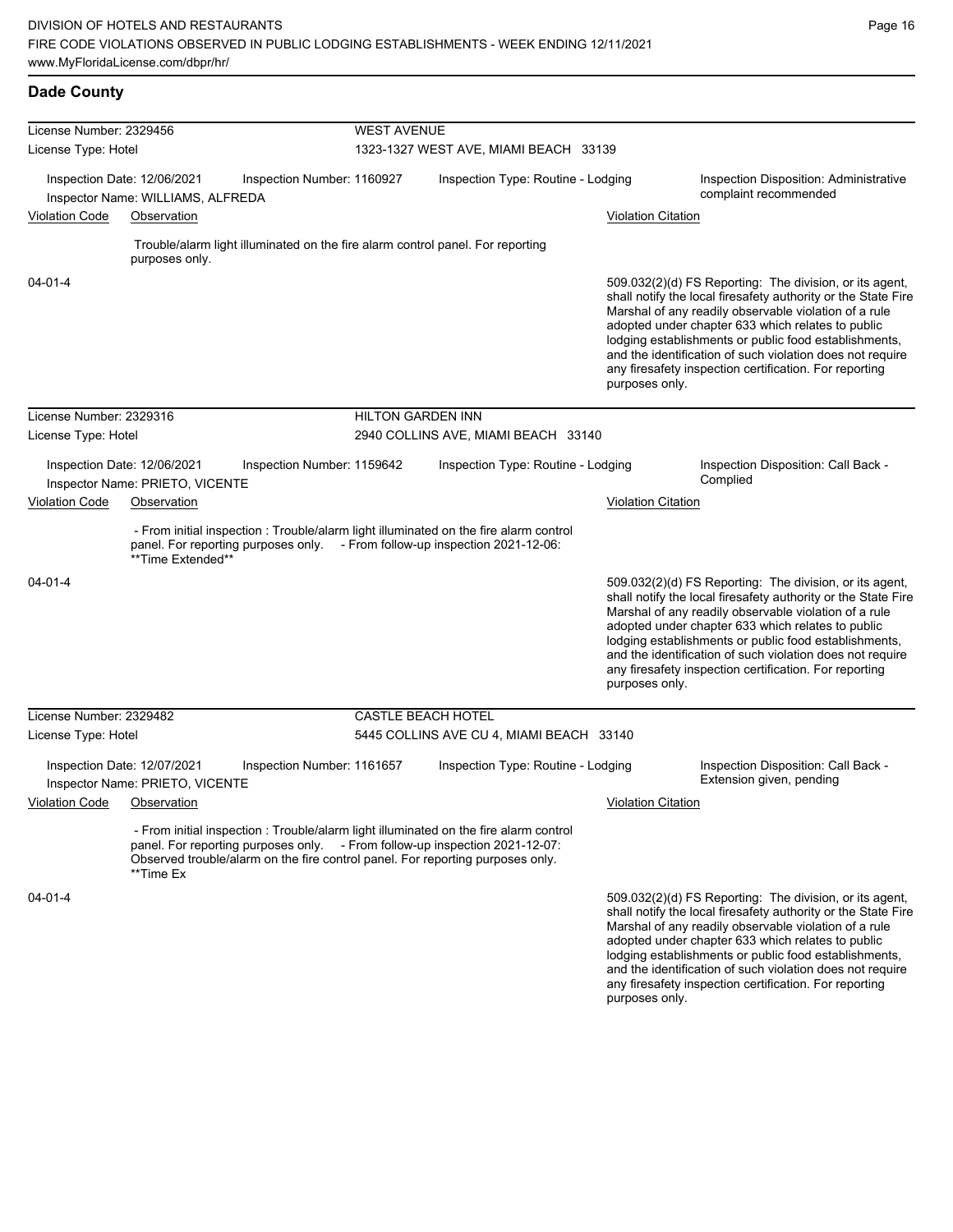## Dade County

| License Number: 2329456 | | WEST AVENUE | |
|---|---|---|---|
| License Type: Hotel | | 1323-1327 WEST AVE, MIAMI BEACH 33139 | |
| Inspection Date: 12/06/2021<br>Inspector Name: WILLIAMS, ALFREDA | Inspection Number: 1160927 | Inspection Type: Routine - Lodging | Inspection Disposition: Administrative complaint recommended |

| Violation Code | Observation | Violation Citation |
|---|---|---|
| 04-01-4 | Trouble/alarm light illuminated on the fire alarm control panel. For reporting purposes only. | 509.032(2)(d) FS Reporting: The division, or its agent, shall notify the local firesafety authority or the State Fire Marshal of any readily observable violation of a rule adopted under chapter 633 which relates to public lodging establishments or public food establishments, and the identification of such violation does not require any firesafety inspection certification. For reporting purposes only. |

| License Number: 2329316 | | HILTON GARDEN INN | |
|---|---|---|---|
| License Type: Hotel | | 2940 COLLINS AVE, MIAMI BEACH 33140 | |
| Inspection Date: 12/06/2021<br>Inspector Name: PRIETO, VICENTE | Inspection Number: 1159642 | Inspection Type: Routine - Lodging | Inspection Disposition: Call Back - Complied |

| Violation Code | Observation | Violation Citation |
|---|---|---|
| 04-01-4 | - From initial inspection : Trouble/alarm light illuminated on the fire alarm control panel. For reporting purposes only. - From follow-up inspection 2021-12-06: **Time Extended** | 509.032(2)(d) FS Reporting: The division, or its agent, shall notify the local firesafety authority or the State Fire Marshal of any readily observable violation of a rule adopted under chapter 633 which relates to public lodging establishments or public food establishments, and the identification of such violation does not require any firesafety inspection certification. For reporting purposes only. |

| License Number: 2329482 | | CASTLE BEACH HOTEL | |
|---|---|---|---|
| License Type: Hotel | | 5445 COLLINS AVE CU 4, MIAMI BEACH 33140 | |
| Inspection Date: 12/07/2021<br>Inspector Name: PRIETO, VICENTE | Inspection Number: 1161657 | Inspection Type: Routine - Lodging | Inspection Disposition: Call Back - Extension given, pending |

| Violation Code | Observation | Violation Citation |
|---|---|---|
| 04-01-4 | - From initial inspection : Trouble/alarm light illuminated on the fire alarm control panel. For reporting purposes only. - From follow-up inspection 2021-12-07: Observed trouble/alarm on the fire control panel. For reporting purposes only. **Time Ex | 509.032(2)(d) FS Reporting: The division, or its agent, shall notify the local firesafety authority or the State Fire Marshal of any readily observable violation of a rule adopted under chapter 633 which relates to public lodging establishments or public food establishments, and the identification of such violation does not require any firesafety inspection certification. For reporting purposes only. |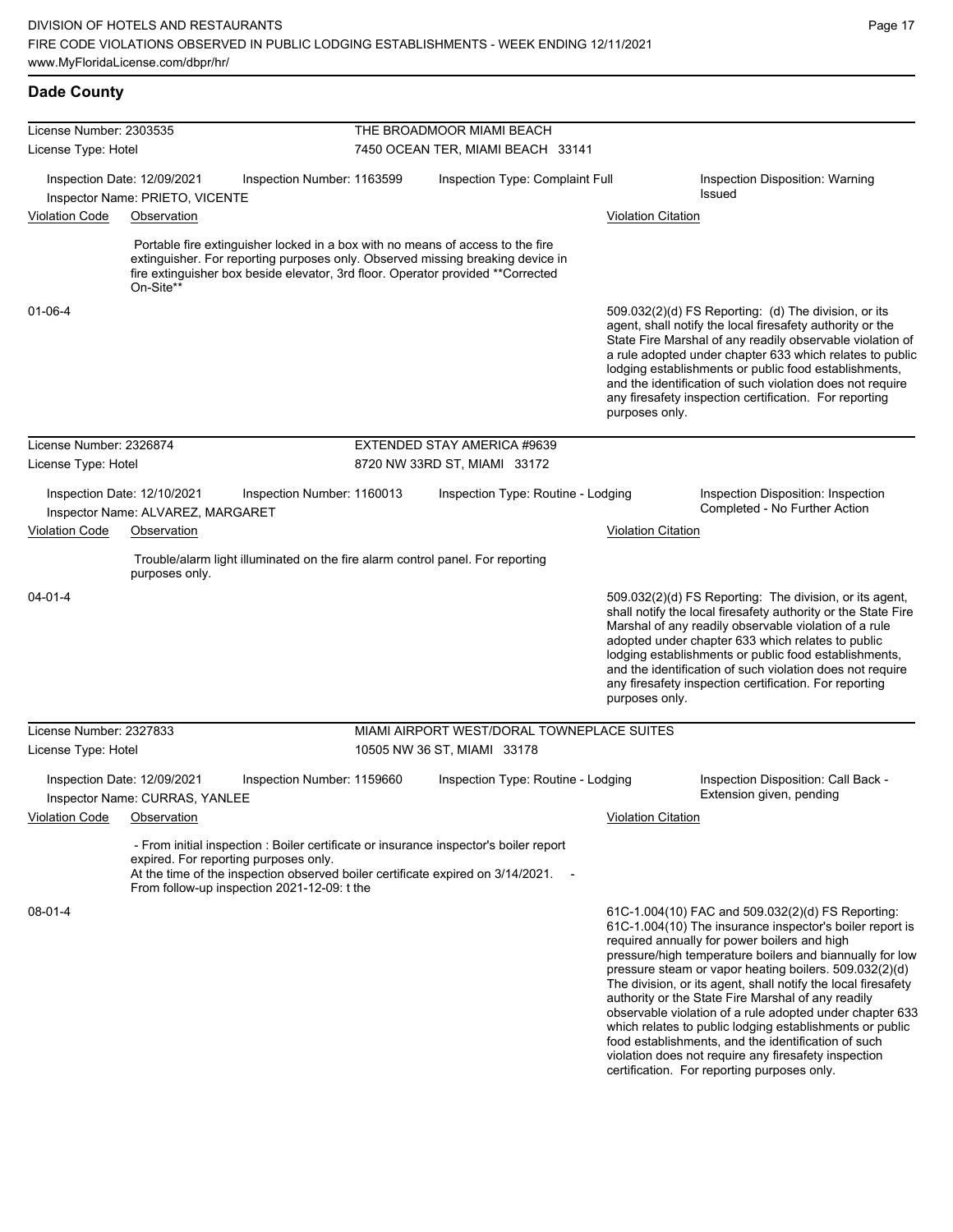## Dade County

**License Number:** 2303535
**License Type:** Hotel

**THE BROADMOOR MIAMI BEACH**
7450 OCEAN TER, MIAMI BEACH 33141

| Inspection Date: 12/09/2021 | Inspection Number: 1163599 | Inspection Type: Complaint Full | Inspection Disposition: Warning Issued |
|---|---|---|---|

Inspector Name: PRIETO, VICENTE

| Violation Code | Observation | Violation Citation |
|---|---|---|
| 01-06-4 | Portable fire extinguisher locked in a box with no means of access to the fire extinguisher. For reporting purposes only. Observed missing breaking device in fire extinguisher box beside elevator, 3rd floor. Operator provided **Corrected On-Site** | 509.032(2)(d) FS Reporting: (d) The division, or its agent, shall notify the local firesafety authority or the State Fire Marshal of any readily observable violation of a rule adopted under chapter 633 which relates to public lodging establishments or public food establishments, and the identification of such violation does not require any firesafety inspection certification. For reporting purposes only. |

---

**License Number:** 2326874
**License Type:** Hotel

**EXTENDED STAY AMERICA #9639**
8720 NW 33RD ST, MIAMI 33172

| Inspection Date: 12/10/2021 | Inspection Number: 1160013 | Inspection Type: Routine - Lodging | Inspection Disposition: Inspection Completed - No Further Action |
|---|---|---|---|

Inspector Name: ALVAREZ, MARGARET

| Violation Code | Observation | Violation Citation |
|---|---|---|
| 04-01-4 | Trouble/alarm light illuminated on the fire alarm control panel. For reporting purposes only. | 509.032(2)(d) FS Reporting: The division, or its agent, shall notify the local firesafety authority or the State Fire Marshal of any readily observable violation of a rule adopted under chapter 633 which relates to public lodging establishments or public food establishments, and the identification of such violation does not require any firesafety inspection certification. For reporting purposes only. |

---

**License Number:** 2327833
**License Type:** Hotel

**MIAMI AIRPORT WEST/DORAL TOWNEPLACE SUITES**
10505 NW 36 ST, MIAMI 33178

| Inspection Date: 12/09/2021 | Inspection Number: 1159660 | Inspection Type: Routine - Lodging | Inspection Disposition: Call Back - Extension given, pending |
|---|---|---|---|

Inspector Name: CURRAS, YANLEE

| Violation Code | Observation | Violation Citation |
|---|---|---|
| 08-01-4 | - From initial inspection : Boiler certificate or insurance inspector's boiler report expired. For reporting purposes only. At the time of the inspection observed boiler certificate expired on 3/14/2021. - From follow-up inspection 2021-12-09: t the | 61C-1.004(10) FAC and 509.032(2)(d) FS Reporting: 61C-1.004(10) The insurance inspector's boiler report is required annually for power boilers and high pressure/high temperature boilers and biannually for low pressure steam or vapor heating boilers. 509.032(2)(d) The division, or its agent, shall notify the local firesafety authority or the State Fire Marshal of any readily observable violation of a rule adopted under chapter 633 which relates to public lodging establishments or public food establishments, and the identification of such violation does not require any firesafety inspection certification. For reporting purposes only. |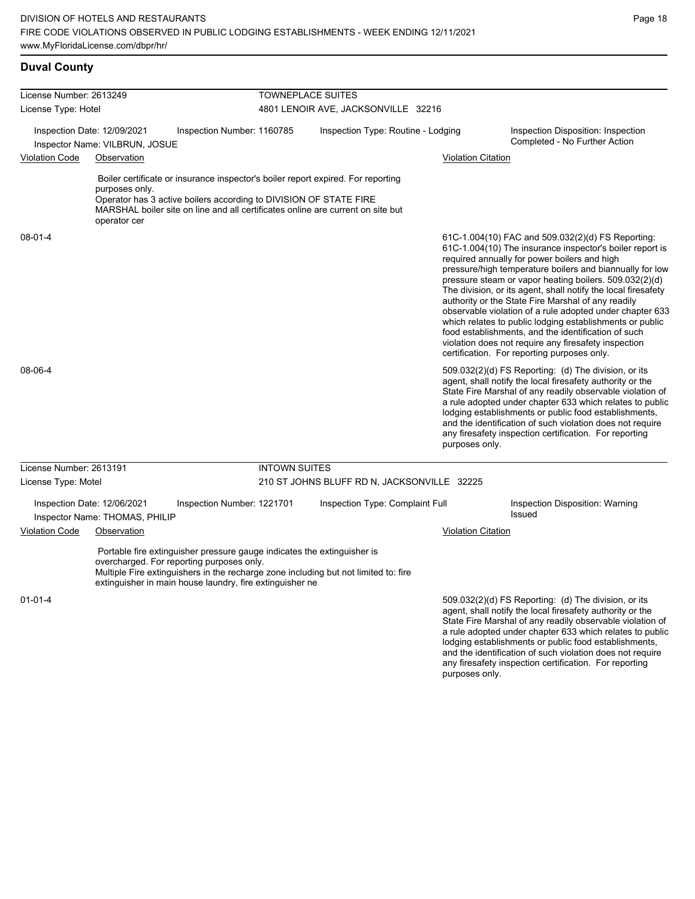## Duval County

**License Number:** 2613249 — **TOWNEPLACE SUITES**
**License Type:** Hotel — 4801 LENOIR AVE, JACKSONVILLE 32216

Inspection Date: 12/09/2021 | Inspection Number: 1160785 | Inspection Type: Routine - Lodging | Inspection Disposition: Inspection Completed - No Further Action

Inspector Name: VILBRUN, JOSUE

| Violation Code | Observation | Violation Citation |
| --- | --- | --- |
| | Boiler certificate or insurance inspector's boiler report expired. For reporting purposes only. Operator has 3 active boilers according to DIVISION OF STATE FIRE MARSHAL boiler site on line and all certificates online are current on site but operator cer | |
| 08-01-4 | | 61C-1.004(10) FAC and 509.032(2)(d) FS Reporting: 61C-1.004(10) The insurance inspector's boiler report is required annually for power boilers and high pressure/high temperature boilers and biannually for low pressure steam or vapor heating boilers. 509.032(2)(d) The division, or its agent, shall notify the local firesafety authority or the State Fire Marshal of any readily observable violation of a rule adopted under chapter 633 which relates to public lodging establishments or public food establishments, and the identification of such violation does not require any firesafety inspection certification. For reporting purposes only. |
| 08-06-4 | | 509.032(2)(d) FS Reporting: (d) The division, or its agent, shall notify the local firesafety authority or the State Fire Marshal of any readily observable violation of a rule adopted under chapter 633 which relates to public lodging establishments or public food establishments, and the identification of such violation does not require any firesafety inspection certification. For reporting purposes only. |

**License Number:** 2613191 — **INTOWN SUITES**
**License Type:** Motel — 210 ST JOHNS BLUFF RD N, JACKSONVILLE 32225

Inspection Date: 12/06/2021 | Inspection Number: 1221701 | Inspection Type: Complaint Full | Inspection Disposition: Warning Issued

Inspector Name: THOMAS, PHILIP

| Violation Code | Observation | Violation Citation |
| --- | --- | --- |
| | Portable fire extinguisher pressure gauge indicates the extinguisher is overcharged. For reporting purposes only. Multiple Fire extinguishers in the recharge zone including but not limited to: fire extinguisher in main house laundry, fire extinguisher ne | |
| 01-01-4 | | 509.032(2)(d) FS Reporting: (d) The division, or its agent, shall notify the local firesafety authority or the State Fire Marshal of any readily observable violation of a rule adopted under chapter 633 which relates to public lodging establishments or public food establishments, and the identification of such violation does not require any firesafety inspection certification. For reporting purposes only. |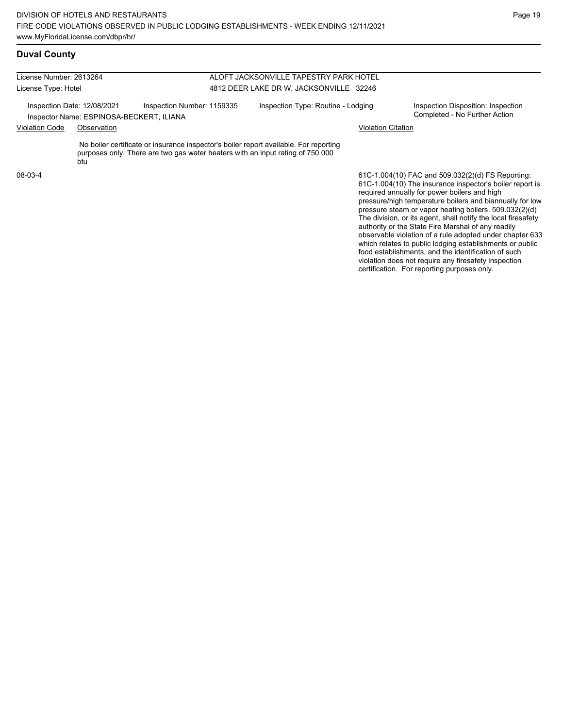## Duval County

| License Number: 2613264 | ALOFT JACKSONVILLE TAPESTRY PARK HOTEL |
|---|---|
| License Type: Hotel | 4812 DEER LAKE DR W, JACKSONVILLE 32246 |

Inspection Date: 12/08/2021 | Inspection Number: 1159335 | Inspection Type: Routine - Lodging | Inspection Disposition: Inspection Completed - No Further Action

Inspector Name: ESPINOSA-BECKERT, ILIANA

| Violation Code | Observation | Violation Citation |
|---|---|---|
| | No boiler certificate or insurance inspector's boiler report available. For reporting purposes only. There are two gas water heaters with an input rating of 750 000 btu | |
| 08-03-4 | | 61C-1.004(10) FAC and 509.032(2)(d) FS Reporting: 61C-1.004(10) The insurance inspector's boiler report is required annually for power boilers and high pressure/high temperature boilers and biannually for low pressure steam or vapor heating boilers. 509.032(2)(d) The division, or its agent, shall notify the local firesafety authority or the State Fire Marshal of any readily observable violation of a rule adopted under chapter 633 which relates to public lodging establishments or public food establishments, and the identification of such violation does not require any firesafety inspection certification. For reporting purposes only. |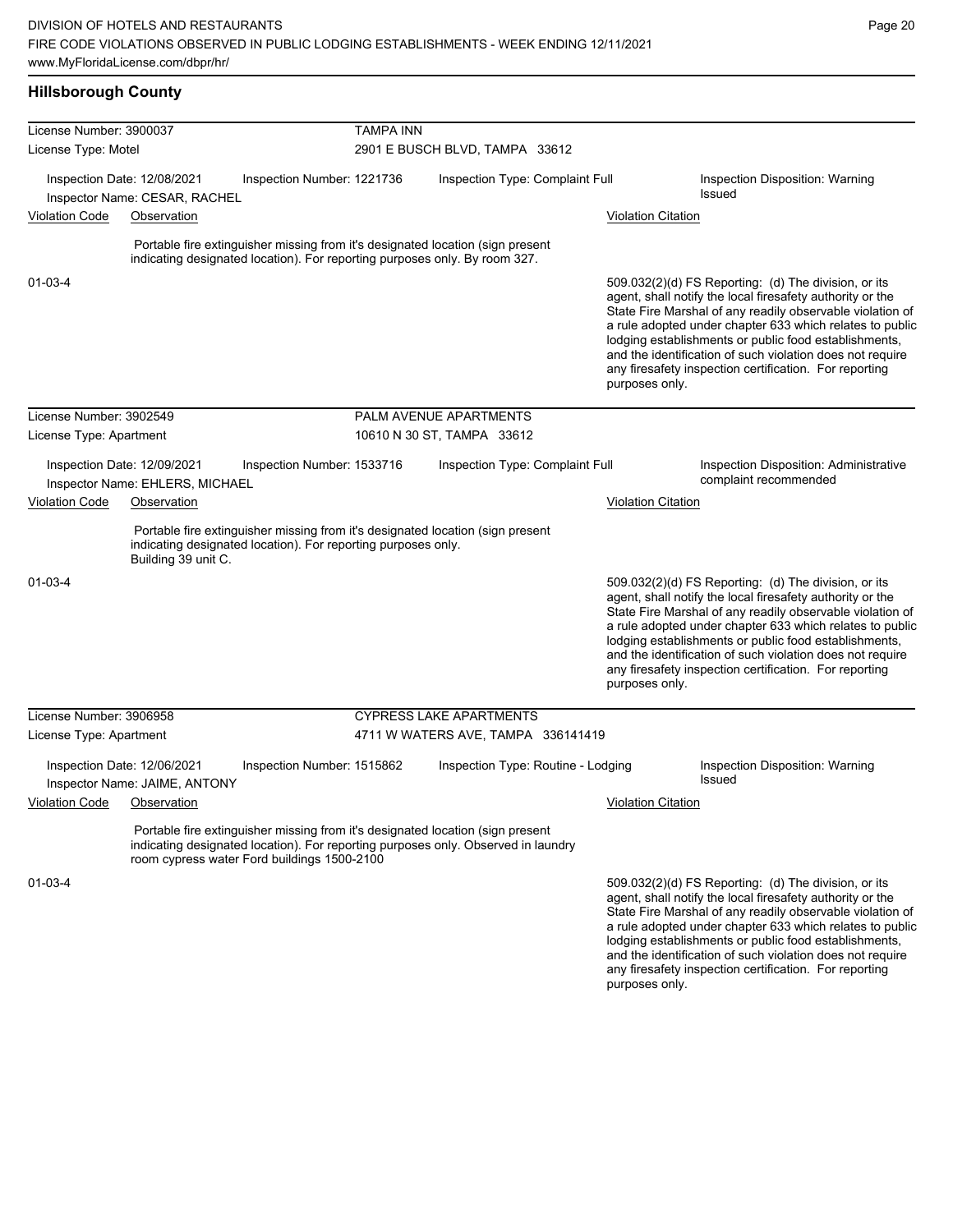## Hillsborough County

**License Number:** 3900037 — **TAMPA INN**
**License Type:** Motel — 2901 E BUSCH BLVD, TAMPA 33612

Inspection Date: 12/08/2021 | Inspection Number: 1221736 | Inspection Type: Complaint Full | Inspection Disposition: Warning Issued
Inspector Name: CESAR, RACHEL

| Violation Code | Observation | Violation Citation |
|---|---|---|
| 01-03-4 | Portable fire extinguisher missing from it's designated location (sign present indicating designated location). For reporting purposes only. By room 327. | 509.032(2)(d) FS Reporting: (d) The division, or its agent, shall notify the local firesafety authority or the State Fire Marshal of any readily observable violation of a rule adopted under chapter 633 which relates to public lodging establishments or public food establishments, and the identification of such violation does not require any firesafety inspection certification. For reporting purposes only. |

**License Number:** 3902549 — **PALM AVENUE APARTMENTS**
**License Type:** Apartment — 10610 N 30 ST, TAMPA 33612

Inspection Date: 12/09/2021 | Inspection Number: 1533716 | Inspection Type: Complaint Full | Inspection Disposition: Administrative complaint recommended
Inspector Name: EHLERS, MICHAEL

| Violation Code | Observation | Violation Citation |
|---|---|---|
| 01-03-4 | Portable fire extinguisher missing from it's designated location (sign present indicating designated location). For reporting purposes only. Building 39 unit C. | 509.032(2)(d) FS Reporting: (d) The division, or its agent, shall notify the local firesafety authority or the State Fire Marshal of any readily observable violation of a rule adopted under chapter 633 which relates to public lodging establishments or public food establishments, and the identification of such violation does not require any firesafety inspection certification. For reporting purposes only. |

**License Number:** 3906958 — **CYPRESS LAKE APARTMENTS**
**License Type:** Apartment — 4711 W WATERS AVE, TAMPA 336141419

Inspection Date: 12/06/2021 | Inspection Number: 1515862 | Inspection Type: Routine - Lodging | Inspection Disposition: Warning Issued
Inspector Name: JAIME, ANTONY

| Violation Code | Observation | Violation Citation |
|---|---|---|
| 01-03-4 | Portable fire extinguisher missing from it's designated location (sign present indicating designated location). For reporting purposes only. Observed in laundry room cypress water Ford buildings 1500-2100 | 509.032(2)(d) FS Reporting: (d) The division, or its agent, shall notify the local firesafety authority or the State Fire Marshal of any readily observable violation of a rule adopted under chapter 633 which relates to public lodging establishments or public food establishments, and the identification of such violation does not require any firesafety inspection certification. For reporting purposes only. |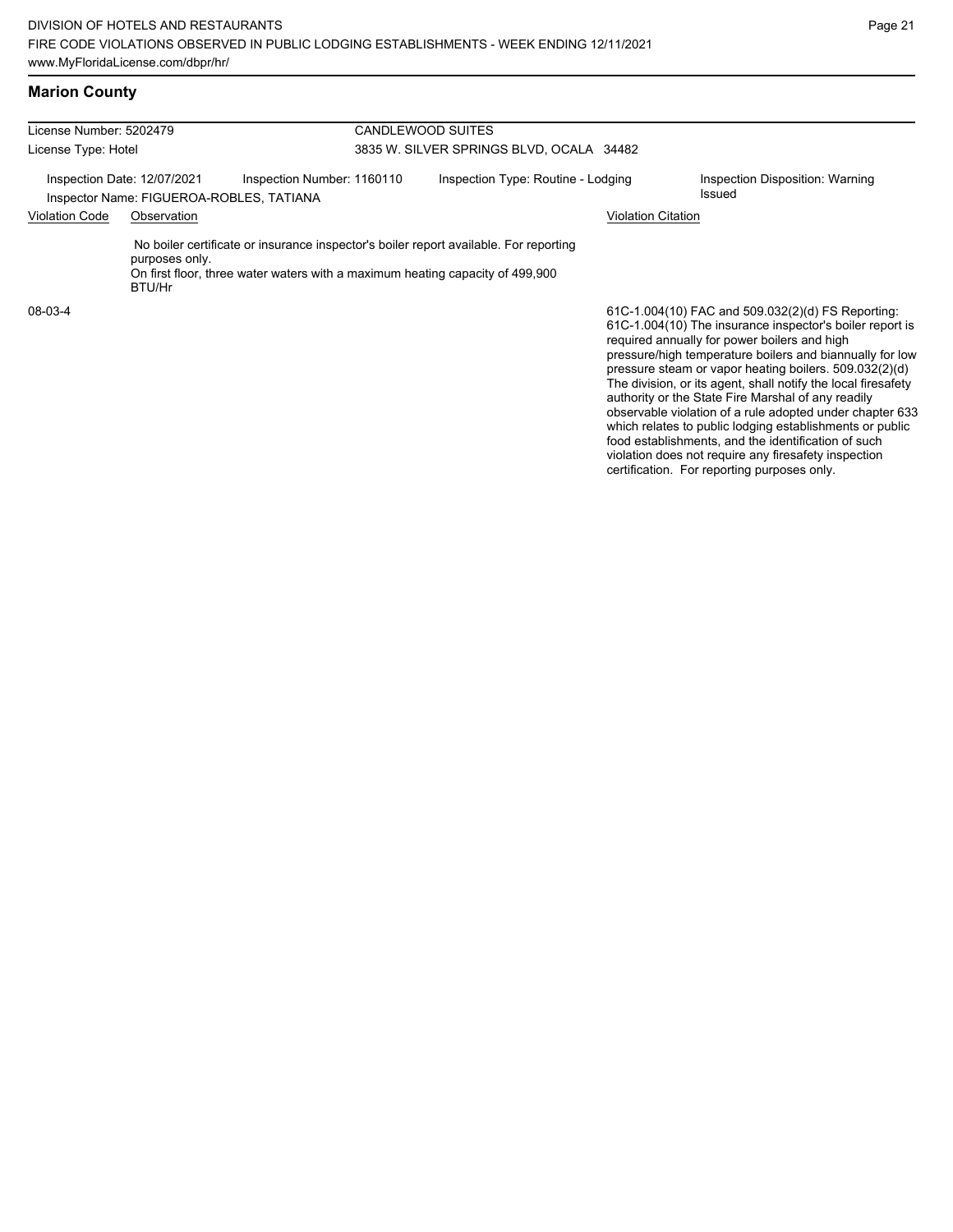## Marion County

| | | | |
|---|---|---|---|
| License Number: 5202479 | | CANDLEWOOD SUITES | |
| License Type: Hotel | | 3835 W. SILVER SPRINGS BLVD, OCALA 34482 | |
| Inspection Date: 12/07/2021 | Inspection Number: 1160110 | Inspection Type: Routine - Lodging | Inspection Disposition: Warning Issued |
| Inspector Name: FIGUEROA-ROBLES, TATIANA | | | |

| Violation Code | Observation | Violation Citation |
|---|---|---|
| 08-03-4 | No boiler certificate or insurance inspector's boiler report available. For reporting purposes only. On first floor, three water waters with a maximum heating capacity of 499,900 BTU/Hr | 61C-1.004(10) FAC and 509.032(2)(d) FS Reporting: 61C-1.004(10) The insurance inspector's boiler report is required annually for power boilers and high pressure/high temperature boilers and biannually for low pressure steam or vapor heating boilers. 509.032(2)(d) The division, or its agent, shall notify the local firesafety authority or the State Fire Marshal of any readily observable violation of a rule adopted under chapter 633 which relates to public lodging establishments or public food establishments, and the identification of such violation does not require any firesafety inspection certification. For reporting purposes only. |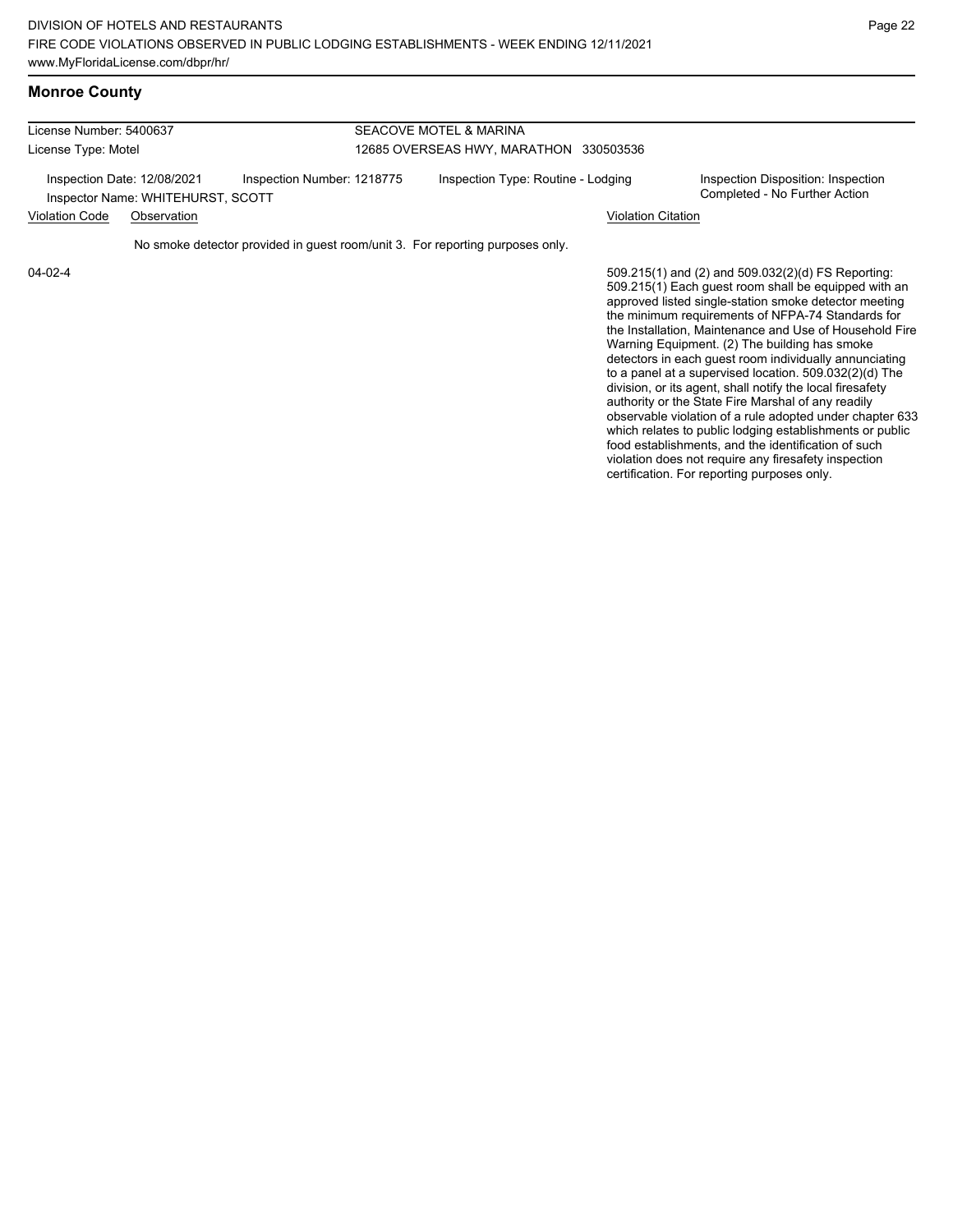## Monroe County

License Number: 5400637
License Type: Motel

SEACOVE MOTEL & MARINA
12685 OVERSEAS HWY, MARATHON 330503536

Inspection Date: 12/08/2021
Inspector Name: WHITEHURST, SCOTT
Inspection Number: 1218775
Inspection Type: Routine - Lodging
Inspection Disposition: Inspection Completed - No Further Action

| Violation Code | Observation | Violation Citation |
| --- | --- | --- |
| 04-02-4 | No smoke detector provided in guest room/unit 3. For reporting purposes only. | 509.215(1) and (2) and 509.032(2)(d) FS Reporting: 509.215(1) Each guest room shall be equipped with an approved listed single-station smoke detector meeting the minimum requirements of NFPA-74 Standards for the Installation, Maintenance and Use of Household Fire Warning Equipment. (2) The building has smoke detectors in each guest room individually annunciating to a panel at a supervised location. 509.032(2)(d) The division, or its agent, shall notify the local firesafety authority or the State Fire Marshal of any readily observable violation of a rule adopted under chapter 633 which relates to public lodging establishments or public food establishments, and the identification of such violation does not require any firesafety inspection certification. For reporting purposes only. |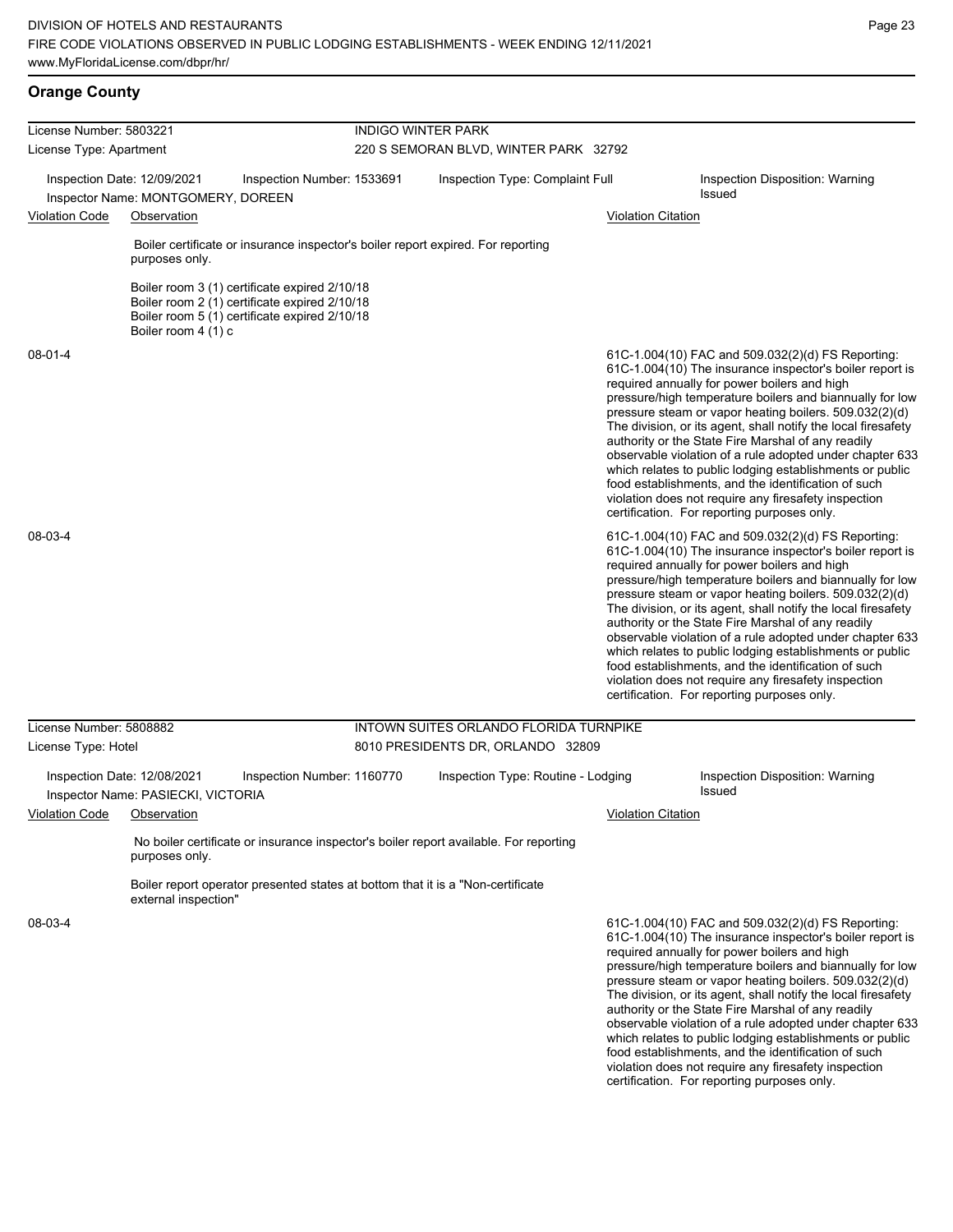## Orange County

**License Number:** 5803221
**License Type:** Apartment

**INDIGO WINTER PARK**
220 S SEMORAN BLVD, WINTER PARK 32792

Inspection Date: 12/09/2021 | Inspection Number: 1533691 | Inspection Type: Complaint Full | Inspection Disposition: Warning Issued

Inspector Name: MONTGOMERY, DOREEN

| Violation Code | Observation | Violation Citation |
|---|---|---|
| | Boiler certificate or insurance inspector's boiler report expired. For reporting purposes only.<br><br>Boiler room 3 (1) certificate expired 2/10/18<br>Boiler room 2 (1) certificate expired 2/10/18<br>Boiler room 5 (1) certificate expired 2/10/18<br>Boiler room 4 (1) c | |
| 08-01-4 | | 61C-1.004(10) FAC and 509.032(2)(d) FS Reporting: 61C-1.004(10) The insurance inspector's boiler report is required annually for power boilers and high pressure/high temperature boilers and biannually for low pressure steam or vapor heating boilers. 509.032(2)(d) The division, or its agent, shall notify the local firesafety authority or the State Fire Marshal of any readily observable violation of a rule adopted under chapter 633 which relates to public lodging establishments or public food establishments, and the identification of such violation does not require any firesafety inspection certification. For reporting purposes only. |
| 08-03-4 | | 61C-1.004(10) FAC and 509.032(2)(d) FS Reporting: 61C-1.004(10) The insurance inspector's boiler report is required annually for power boilers and high pressure/high temperature boilers and biannually for low pressure steam or vapor heating boilers. 509.032(2)(d) The division, or its agent, shall notify the local firesafety authority or the State Fire Marshal of any readily observable violation of a rule adopted under chapter 633 which relates to public lodging establishments or public food establishments, and the identification of such violation does not require any firesafety inspection certification. For reporting purposes only. |

**License Number:** 5808882
**License Type:** Hotel

**INTOWN SUITES ORLANDO FLORIDA TURNPIKE**
8010 PRESIDENTS DR, ORLANDO 32809

Inspection Date: 12/08/2021 | Inspection Number: 1160770 | Inspection Type: Routine - Lodging | Inspection Disposition: Warning Issued

Inspector Name: PASIECKI, VICTORIA

| Violation Code | Observation | Violation Citation |
|---|---|---|
| | No boiler certificate or insurance inspector's boiler report available. For reporting purposes only.<br><br>Boiler report operator presented states at bottom that it is a "Non-certificate external inspection" | |
| 08-03-4 | | 61C-1.004(10) FAC and 509.032(2)(d) FS Reporting: 61C-1.004(10) The insurance inspector's boiler report is required annually for power boilers and high pressure/high temperature boilers and biannually for low pressure steam or vapor heating boilers. 509.032(2)(d) The division, or its agent, shall notify the local firesafety authority or the State Fire Marshal of any readily observable violation of a rule adopted under chapter 633 which relates to public lodging establishments or public food establishments, and the identification of such violation does not require any firesafety inspection certification. For reporting purposes only. |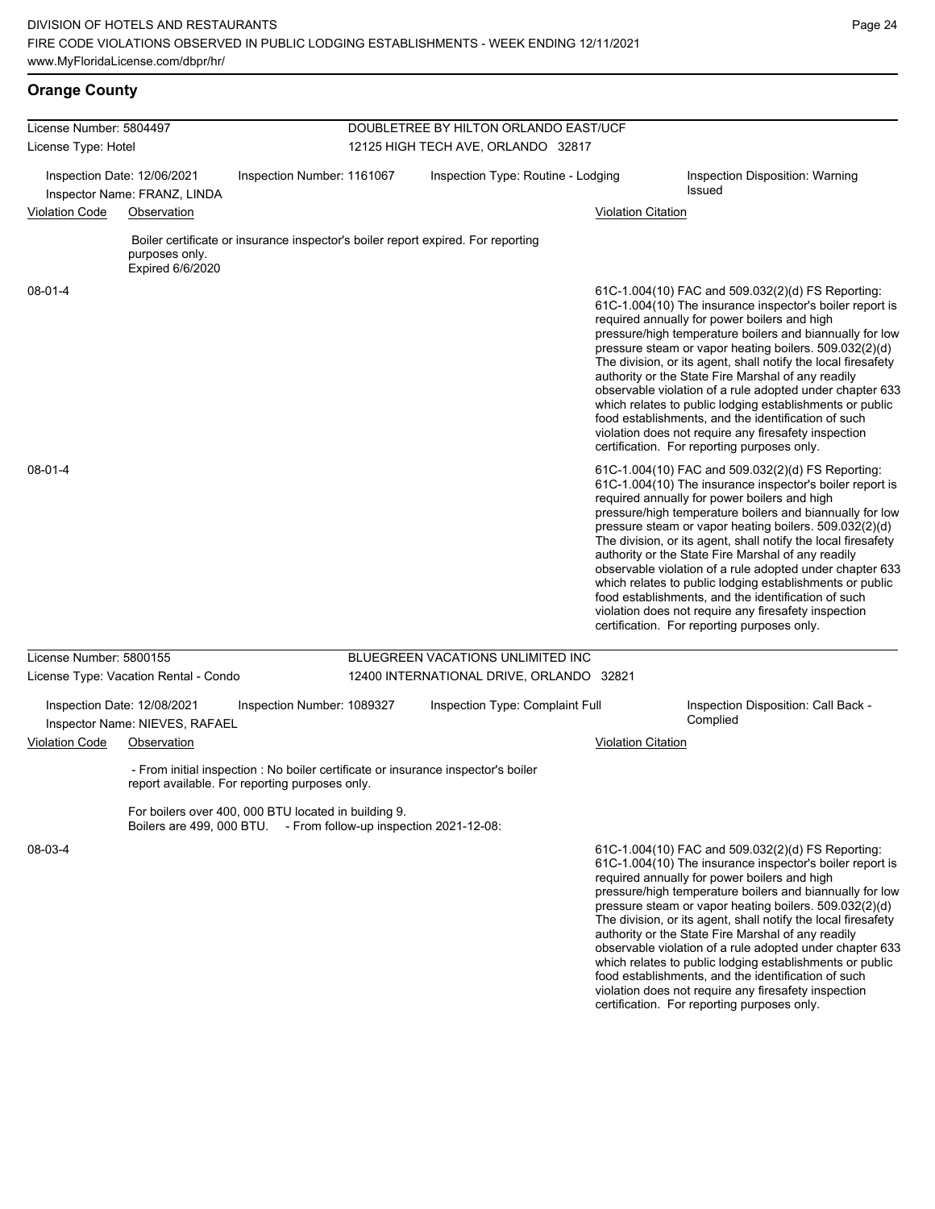## Orange County

**License Number:** 5804497
**License Type:** Hotel

**DOUBLETREE BY HILTON ORLANDO EAST/UCF**
12125 HIGH TECH AVE, ORLANDO 32817

**Inspection Date:** 12/06/2021
**Inspector Name:** FRANZ, LINDA
**Inspection Number:** 1161067
**Inspection Type:** Routine - Lodging
**Inspection Disposition:** Warning Issued

| Violation Code | Observation | Violation Citation |
|---|---|---|
| 08-01-4 | Boiler certificate or insurance inspector's boiler report expired. For reporting purposes only. Expired 6/6/2020 | 61C-1.004(10) FAC and 509.032(2)(d) FS Reporting: 61C-1.004(10) The insurance inspector's boiler report is required annually for power boilers and high pressure/high temperature boilers and biannually for low pressure steam or vapor heating boilers. 509.032(2)(d) The division, or its agent, shall notify the local firesafety authority or the State Fire Marshal of any readily observable violation of a rule adopted under chapter 633 which relates to public lodging establishments or public food establishments, and the identification of such violation does not require any firesafety inspection certification. For reporting purposes only. |
| 08-01-4 | | 61C-1.004(10) FAC and 509.032(2)(d) FS Reporting: 61C-1.004(10) The insurance inspector's boiler report is required annually for power boilers and high pressure/high temperature boilers and biannually for low pressure steam or vapor heating boilers. 509.032(2)(d) The division, or its agent, shall notify the local firesafety authority or the State Fire Marshal of any readily observable violation of a rule adopted under chapter 633 which relates to public lodging establishments or public food establishments, and the identification of such violation does not require any firesafety inspection certification. For reporting purposes only. |

---

**License Number:** 5800155
**License Type:** Vacation Rental - Condo

**BLUEGREEN VACATIONS UNLIMITED INC**
12400 INTERNATIONAL DRIVE, ORLANDO 32821

**Inspection Date:** 12/08/2021
**Inspector Name:** NIEVES, RAFAEL
**Inspection Number:** 1089327
**Inspection Type:** Complaint Full
**Inspection Disposition:** Call Back - Complied

| Violation Code | Observation | Violation Citation |
|---|---|---|
| 08-03-4 | - From initial inspection : No boiler certificate or insurance inspector's boiler report available. For reporting purposes only. For boilers over 400, 000 BTU located in building 9. Boilers are 499, 000 BTU. - From follow-up inspection 2021-12-08: | 61C-1.004(10) FAC and 509.032(2)(d) FS Reporting: 61C-1.004(10) The insurance inspector's boiler report is required annually for power boilers and high pressure/high temperature boilers and biannually for low pressure steam or vapor heating boilers. 509.032(2)(d) The division, or its agent, shall notify the local firesafety authority or the State Fire Marshal of any readily observable violation of a rule adopted under chapter 633 which relates to public lodging establishments or public food establishments, and the identification of such violation does not require any firesafety inspection certification. For reporting purposes only. |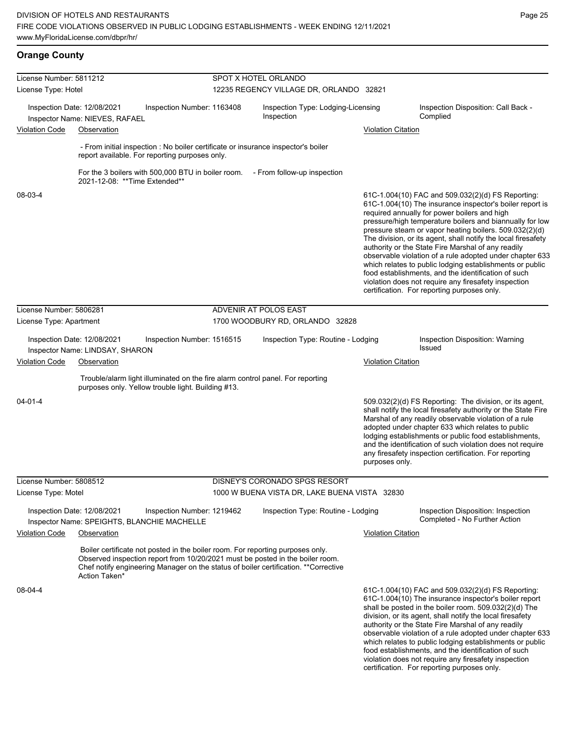## Orange County

**License Number:** 5811212 — **SPOT X HOTEL ORLANDO**
**License Type:** Hotel — 12235 REGENCY VILLAGE DR, ORLANDO 32821

Inspection Date: 12/08/2021 | Inspection Number: 1163408 | Inspection Type: Lodging-Licensing Inspection | Inspection Disposition: Call Back - Complied
Inspector Name: NIEVES, RAFAEL

| Violation Code | Observation | Violation Citation |
| --- | --- | --- |
| 08-03-4 | - From initial inspection : No boiler certificate or insurance inspector's boiler report available. For reporting purposes only. For the 3 boilers with 500,000 BTU in boiler room. - From follow-up inspection 2021-12-08: **Time Extended** | 61C-1.004(10) FAC and 509.032(2)(d) FS Reporting: 61C-1.004(10) The insurance inspector's boiler report is required annually for power boilers and high pressure/high temperature boilers and biannually for low pressure steam or vapor heating boilers. 509.032(2)(d) The division, or its agent, shall notify the local firesafety authority or the State Fire Marshal of any readily observable violation of a rule adopted under chapter 633 which relates to public lodging establishments or public food establishments, and the identification of such violation does not require any firesafety inspection certification. For reporting purposes only. |

**License Number:** 5806281 — **ADVENIR AT POLOS EAST**
**License Type:** Apartment — 1700 WOODBURY RD, ORLANDO 32828

Inspection Date: 12/08/2021 | Inspection Number: 1516515 | Inspection Type: Routine - Lodging | Inspection Disposition: Warning Issued
Inspector Name: LINDSAY, SHARON

| Violation Code | Observation | Violation Citation |
| --- | --- | --- |
| 04-01-4 | Trouble/alarm light illuminated on the fire alarm control panel. For reporting purposes only. Yellow trouble light. Building #13. | 509.032(2)(d) FS Reporting: The division, or its agent, shall notify the local firesafety authority or the State Fire Marshal of any readily observable violation of a rule adopted under chapter 633 which relates to public lodging establishments or public food establishments, and the identification of such violation does not require any firesafety inspection certification. For reporting purposes only. |

**License Number:** 5808512 — **DISNEY'S CORONADO SPGS RESORT**
**License Type:** Motel — 1000 W BUENA VISTA DR, LAKE BUENA VISTA 32830

Inspection Date: 12/08/2021 | Inspection Number: 1219462 | Inspection Type: Routine - Lodging | Inspection Disposition: Inspection Completed - No Further Action
Inspector Name: SPEIGHTS, BLANCHIE MACHELLE

| Violation Code | Observation | Violation Citation |
| --- | --- | --- |
| 08-04-4 | Boiler certificate not posted in the boiler room. For reporting purposes only. Observed inspection report from 10/20/2021 must be posted in the boiler room. Chef notify engineering Manager on the status of boiler certification. **Corrective Action Taken* | 61C-1.004(10) FAC and 509.032(2)(d) FS Reporting: 61C-1.004(10) The insurance inspector's boiler report shall be posted in the boiler room. 509.032(2)(d) The division, or its agent, shall notify the local firesafety authority or the State Fire Marshal of any readily observable violation of a rule adopted under chapter 633 which relates to public lodging establishments or public food establishments, and the identification of such violation does not require any firesafety inspection certification. For reporting purposes only. |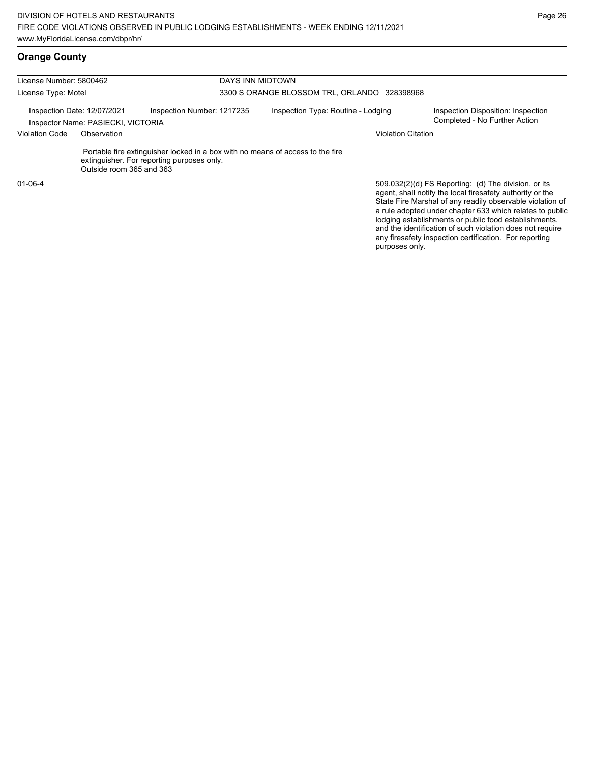## Orange County

License Number: 5800462 — DAYS INN MIDTOWN

License Type: Motel — 3300 S ORANGE BLOSSOM TRL, ORLANDO 328398968

Inspection Date: 12/07/2021 | Inspection Number: 1217235 | Inspection Type: Routine - Lodging | Inspection Disposition: Inspection Completed - No Further Action

Inspector Name: PASIECKI, VICTORIA

| Violation Code | Observation | Violation Citation |
|---|---|---|
| 01-06-4 | Portable fire extinguisher locked in a box with no means of access to the fire extinguisher. For reporting purposes only. Outside room 365 and 363 | 509.032(2)(d) FS Reporting: (d) The division, or its agent, shall notify the local firesafety authority or the State Fire Marshal of any readily observable violation of a rule adopted under chapter 633 which relates to public lodging establishments or public food establishments, and the identification of such violation does not require any firesafety inspection certification. For reporting purposes only. |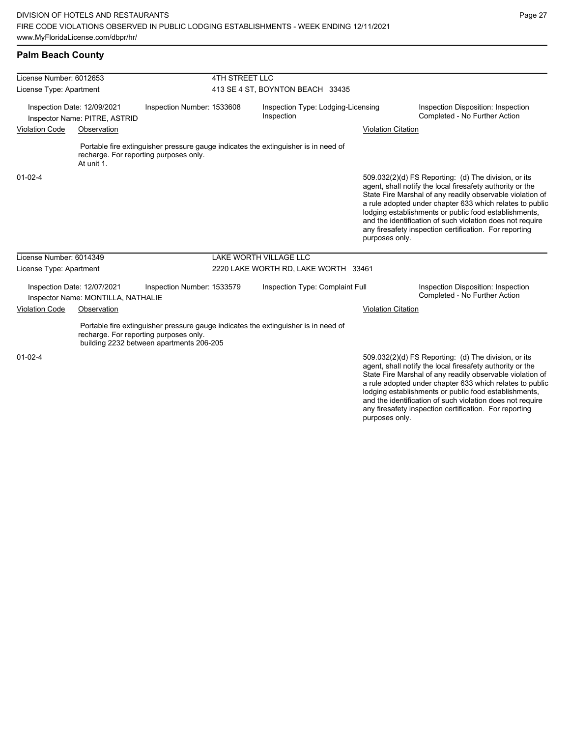## Palm Beach County

**License Number:** 6012653 — **4TH STREET LLC**
**License Type:** Apartment — 413 SE 4 ST, BOYNTON BEACH 33435

Inspection Date: 12/09/2021
Inspector Name: PITRE, ASTRID
Inspection Number: 1533608
Inspection Type: Lodging-Licensing Inspection
Inspection Disposition: Inspection Completed - No Further Action

| Violation Code | Observation | Violation Citation |
|---|---|---|
| 01-02-4 | Portable fire extinguisher pressure gauge indicates the extinguisher is in need of recharge. For reporting purposes only. At unit 1. | 509.032(2)(d) FS Reporting: (d) The division, or its agent, shall notify the local firesafety authority or the State Fire Marshal of any readily observable violation of a rule adopted under chapter 633 which relates to public lodging establishments or public food establishments, and the identification of such violation does not require any firesafety inspection certification. For reporting purposes only. |

**License Number:** 6014349 — **LAKE WORTH VILLAGE LLC**
**License Type:** Apartment — 2220 LAKE WORTH RD, LAKE WORTH 33461

Inspection Date: 12/07/2021
Inspector Name: MONTILLA, NATHALIE
Inspection Number: 1533579
Inspection Type: Complaint Full
Inspection Disposition: Inspection Completed - No Further Action

| Violation Code | Observation | Violation Citation |
|---|---|---|
| 01-02-4 | Portable fire extinguisher pressure gauge indicates the extinguisher is in need of recharge. For reporting purposes only. building 2232 between apartments 206-205 | 509.032(2)(d) FS Reporting: (d) The division, or its agent, shall notify the local firesafety authority or the State Fire Marshal of any readily observable violation of a rule adopted under chapter 633 which relates to public lodging establishments or public food establishments, and the identification of such violation does not require any firesafety inspection certification. For reporting purposes only. |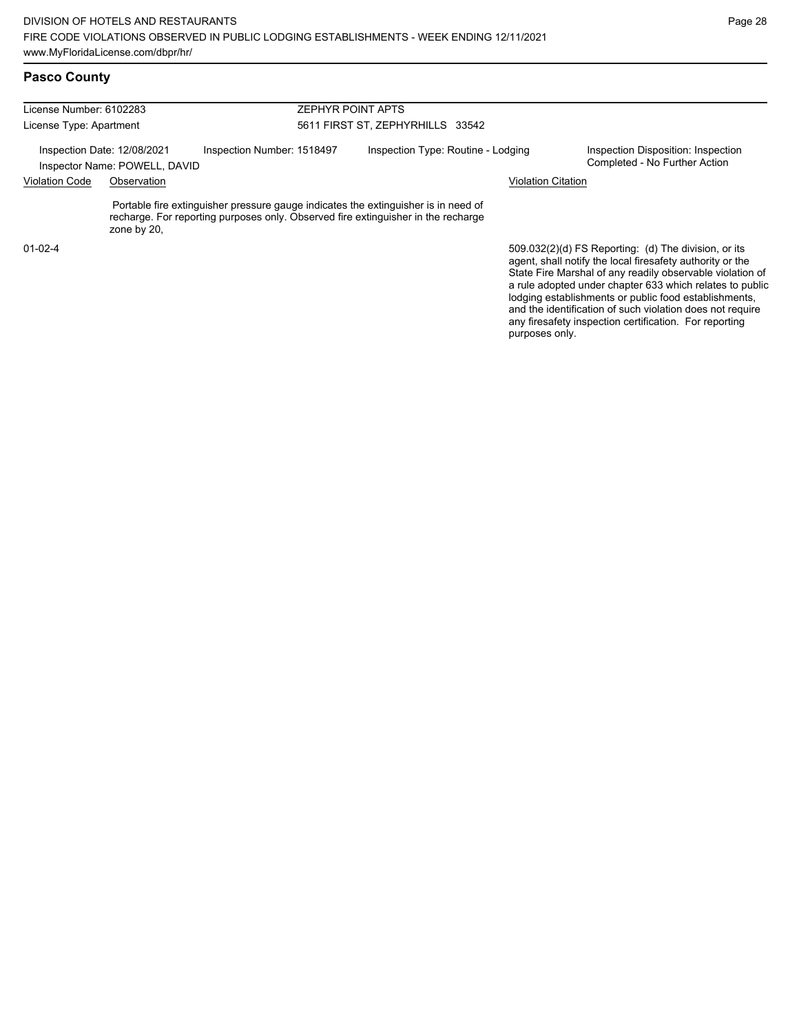## Pasco County

| License Number: 6102283 | ZEPHYR POINT APTS |
| --- | --- |
| License Type: Apartment | 5611 FIRST ST, ZEPHYRHILLS 33542 |

Inspection Date: 12/08/2021 | Inspection Number: 1518497 | Inspection Type: Routine - Lodging | Inspection Disposition: Inspection Completed - No Further Action

Inspector Name: POWELL, DAVID

| Violation Code | Observation | Violation Citation |
| --- | --- | --- |
| 01-02-4 | Portable fire extinguisher pressure gauge indicates the extinguisher is in need of recharge. For reporting purposes only. Observed fire extinguisher in the recharge zone by 20, | 509.032(2)(d) FS Reporting: (d) The division, or its agent, shall notify the local firesafety authority or the State Fire Marshal of any readily observable violation of a rule adopted under chapter 633 which relates to public lodging establishments or public food establishments, and the identification of such violation does not require any firesafety inspection certification. For reporting purposes only. |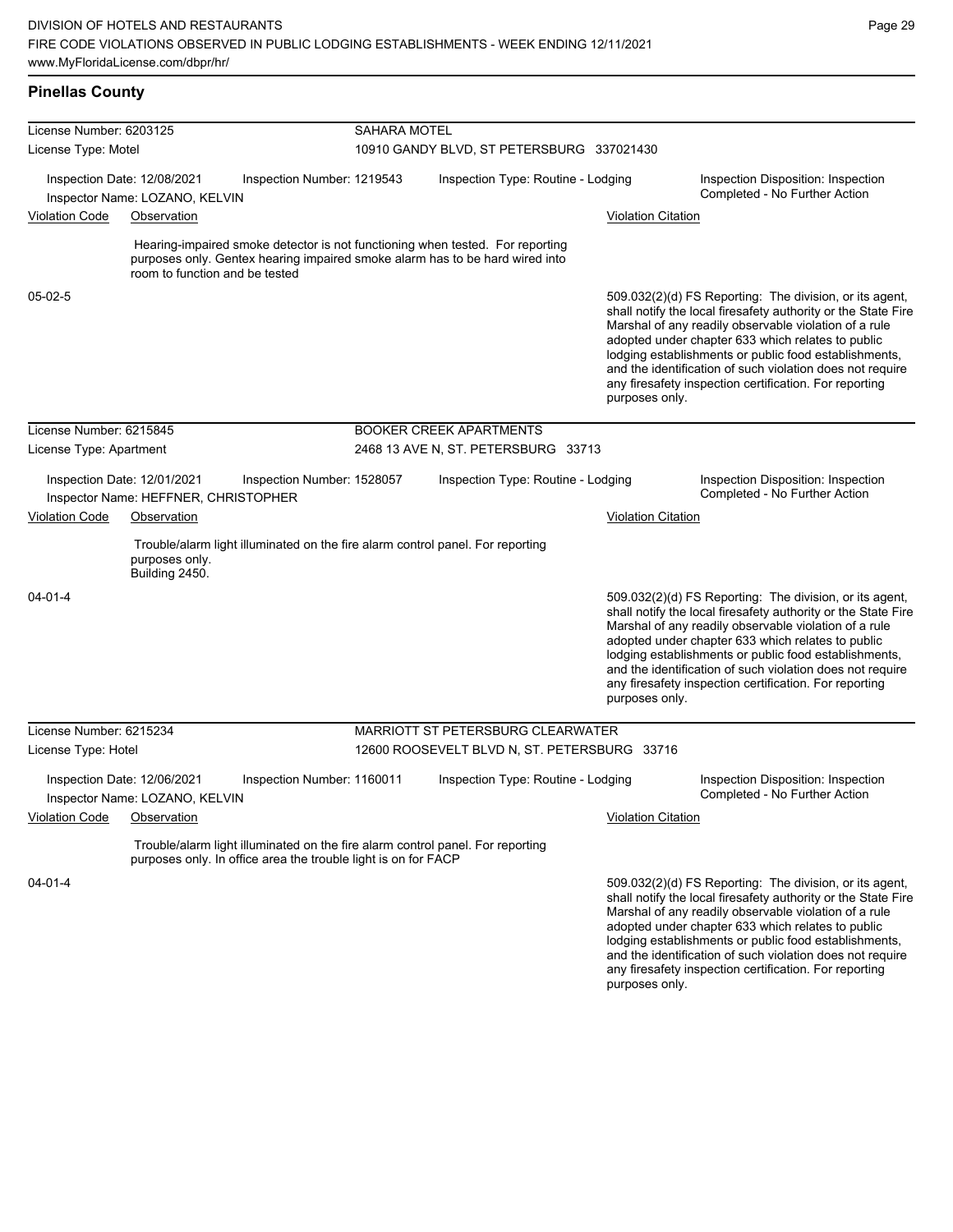## Pinellas County

**License Number:** 6203125 — **SAHARA MOTEL**
**License Type:** Motel — 10910 GANDY BLVD, ST PETERSBURG 337021430

Inspection Date: 12/08/2021 | Inspection Number: 1219543 | Inspection Type: Routine - Lodging | Inspection Disposition: Inspection Completed - No Further Action
Inspector Name: LOZANO, KELVIN

| Violation Code | Observation | Violation Citation |
| --- | --- | --- |
| 05-02-5 | Hearing-impaired smoke detector is not functioning when tested. For reporting purposes only. Gentex hearing impaired smoke alarm has to be hard wired into room to function and be tested | 509.032(2)(d) FS Reporting: The division, or its agent, shall notify the local firesafety authority or the State Fire Marshal of any readily observable violation of a rule adopted under chapter 633 which relates to public lodging establishments or public food establishments, and the identification of such violation does not require any firesafety inspection certification. For reporting purposes only. |

**License Number:** 6215845 — **BOOKER CREEK APARTMENTS**
**License Type:** Apartment — 2468 13 AVE N, ST. PETERSBURG 33713

Inspection Date: 12/01/2021 | Inspection Number: 1528057 | Inspection Type: Routine - Lodging | Inspection Disposition: Inspection Completed - No Further Action
Inspector Name: HEFFNER, CHRISTOPHER

| Violation Code | Observation | Violation Citation |
| --- | --- | --- |
| 04-01-4 | Trouble/alarm light illuminated on the fire alarm control panel. For reporting purposes only. Building 2450. | 509.032(2)(d) FS Reporting: The division, or its agent, shall notify the local firesafety authority or the State Fire Marshal of any readily observable violation of a rule adopted under chapter 633 which relates to public lodging establishments or public food establishments, and the identification of such violation does not require any firesafety inspection certification. For reporting purposes only. |

**License Number:** 6215234 — **MARRIOTT ST PETERSBURG CLEARWATER**
**License Type:** Hotel — 12600 ROOSEVELT BLVD N, ST. PETERSBURG 33716

Inspection Date: 12/06/2021 | Inspection Number: 1160011 | Inspection Type: Routine - Lodging | Inspection Disposition: Inspection Completed - No Further Action
Inspector Name: LOZANO, KELVIN

| Violation Code | Observation | Violation Citation |
| --- | --- | --- |
| 04-01-4 | Trouble/alarm light illuminated on the fire alarm control panel. For reporting purposes only. In office area the trouble light is on for FACP | 509.032(2)(d) FS Reporting: The division, or its agent, shall notify the local firesafety authority or the State Fire Marshal of any readily observable violation of a rule adopted under chapter 633 which relates to public lodging establishments or public food establishments, and the identification of such violation does not require any firesafety inspection certification. For reporting purposes only. |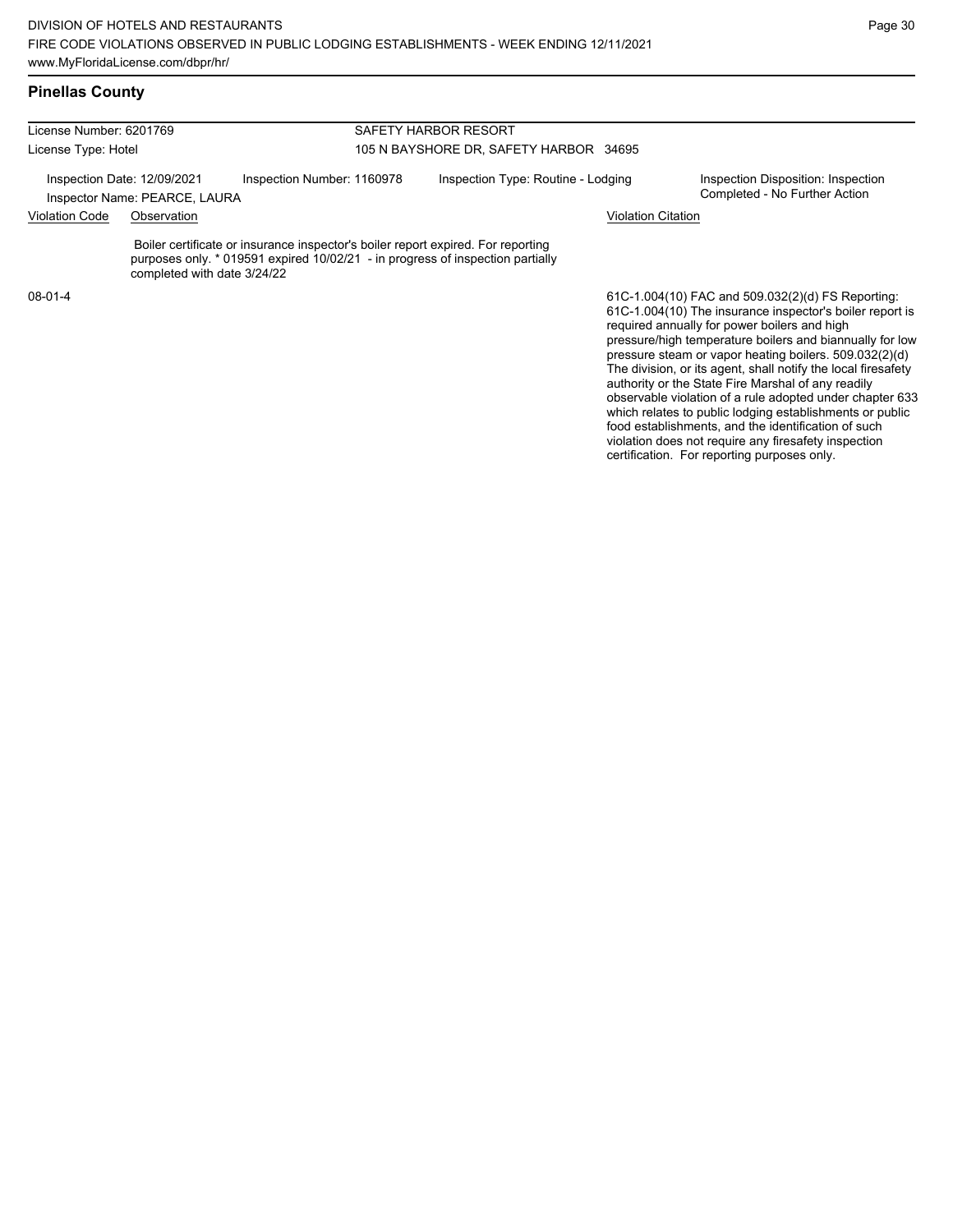## Pinellas County

License Number: 6201769 | SAFETY HARBOR RESORT

License Type: Hotel | 105 N BAYSHORE DR, SAFETY HARBOR 34695

Inspection Date: 12/09/2021 | Inspection Number: 1160978 | Inspection Type: Routine - Lodging | Inspection Disposition: Inspection Completed - No Further Action

Inspector Name: PEARCE, LAURA

| Violation Code | Observation | Violation Citation |
| --- | --- | --- |
| 08-01-4 | Boiler certificate or insurance inspector's boiler report expired. For reporting purposes only. * 019591 expired 10/02/21 - in progress of inspection partially completed with date 3/24/22 | 61C-1.004(10) FAC and 509.032(2)(d) FS Reporting: 61C-1.004(10) The insurance inspector's boiler report is required annually for power boilers and high pressure/high temperature boilers and biannually for low pressure steam or vapor heating boilers. 509.032(2)(d) The division, or its agent, shall notify the local firesafety authority or the State Fire Marshal of any readily observable violation of a rule adopted under chapter 633 which relates to public lodging establishments or public food establishments, and the identification of such violation does not require any firesafety inspection certification. For reporting purposes only. |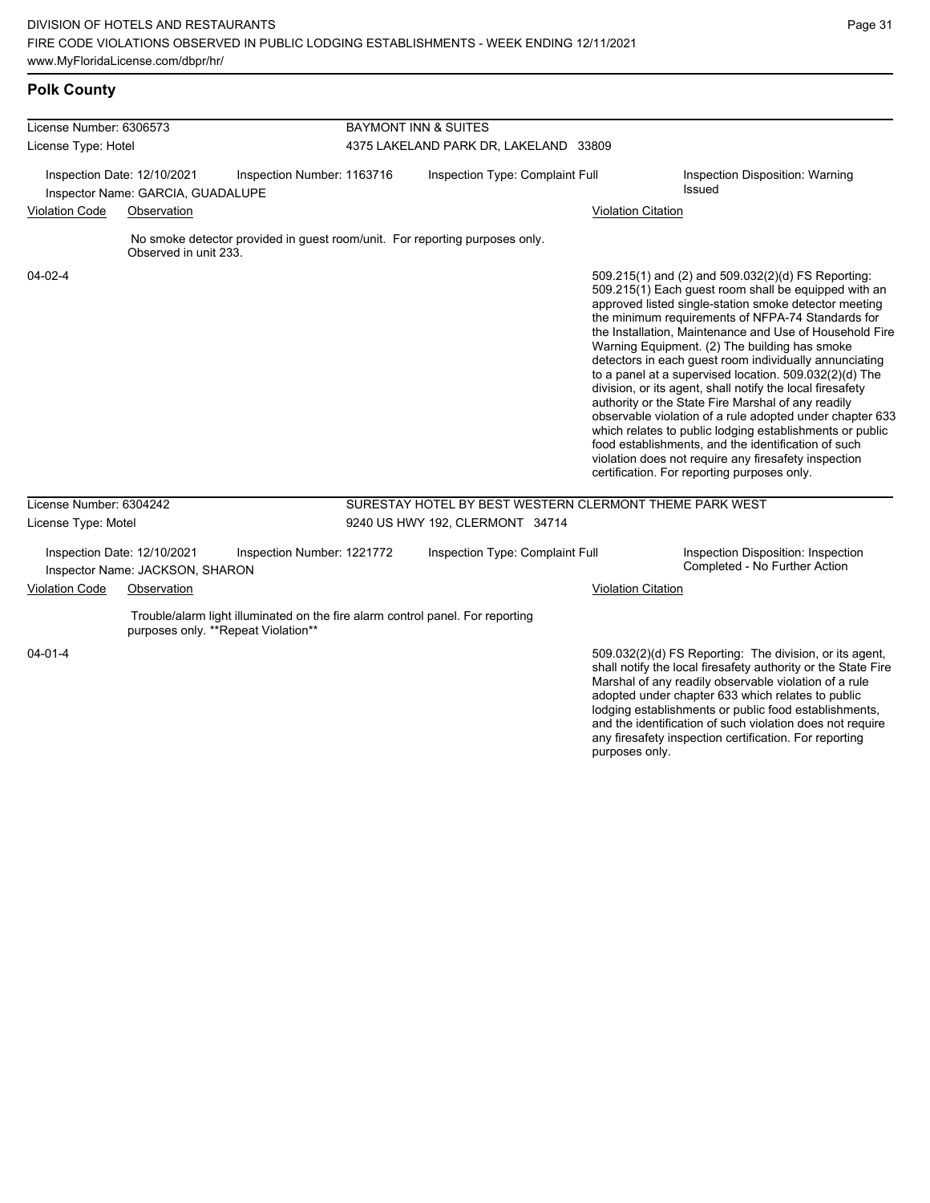## Polk County

**License Number:** 6306573
**License Type:** Hotel

**BAYMONT INN & SUITES**
4375 LAKELAND PARK DR, LAKELAND 33809

Inspection Date: 12/10/2021
Inspection Number: 1163716
Inspection Type: Complaint Full
Inspection Disposition: Warning Issued
Inspector Name: GARCIA, GUADALUPE

| Violation Code | Observation | Violation Citation |
| --- | --- | --- |
| 04-02-4 | No smoke detector provided in guest room/unit. For reporting purposes only. Observed in unit 233. | 509.215(1) and (2) and 509.032(2)(d) FS Reporting: 509.215(1) Each guest room shall be equipped with an approved listed single-station smoke detector meeting the minimum requirements of NFPA-74 Standards for the Installation, Maintenance and Use of Household Fire Warning Equipment. (2) The building has smoke detectors in each guest room individually annunciating to a panel at a supervised location. 509.032(2)(d) The division, or its agent, shall notify the local firesafety authority or the State Fire Marshal of any readily observable violation of a rule adopted under chapter 633 which relates to public lodging establishments or public food establishments, and the identification of such violation does not require any firesafety inspection certification. For reporting purposes only. |

**License Number:** 6304242
**License Type:** Motel

**SURESTAY HOTEL BY BEST WESTERN CLERMONT THEME PARK WEST**
9240 US HWY 192, CLERMONT 34714

Inspection Date: 12/10/2021
Inspection Number: 1221772
Inspection Type: Complaint Full
Inspection Disposition: Inspection Completed - No Further Action
Inspector Name: JACKSON, SHARON

| Violation Code | Observation | Violation Citation |
| --- | --- | --- |
| 04-01-4 | Trouble/alarm light illuminated on the fire alarm control panel. For reporting purposes only. **Repeat Violation** | 509.032(2)(d) FS Reporting: The division, or its agent, shall notify the local firesafety authority or the State Fire Marshal of any readily observable violation of a rule adopted under chapter 633 which relates to public lodging establishments or public food establishments, and the identification of such violation does not require any firesafety inspection certification. For reporting purposes only. |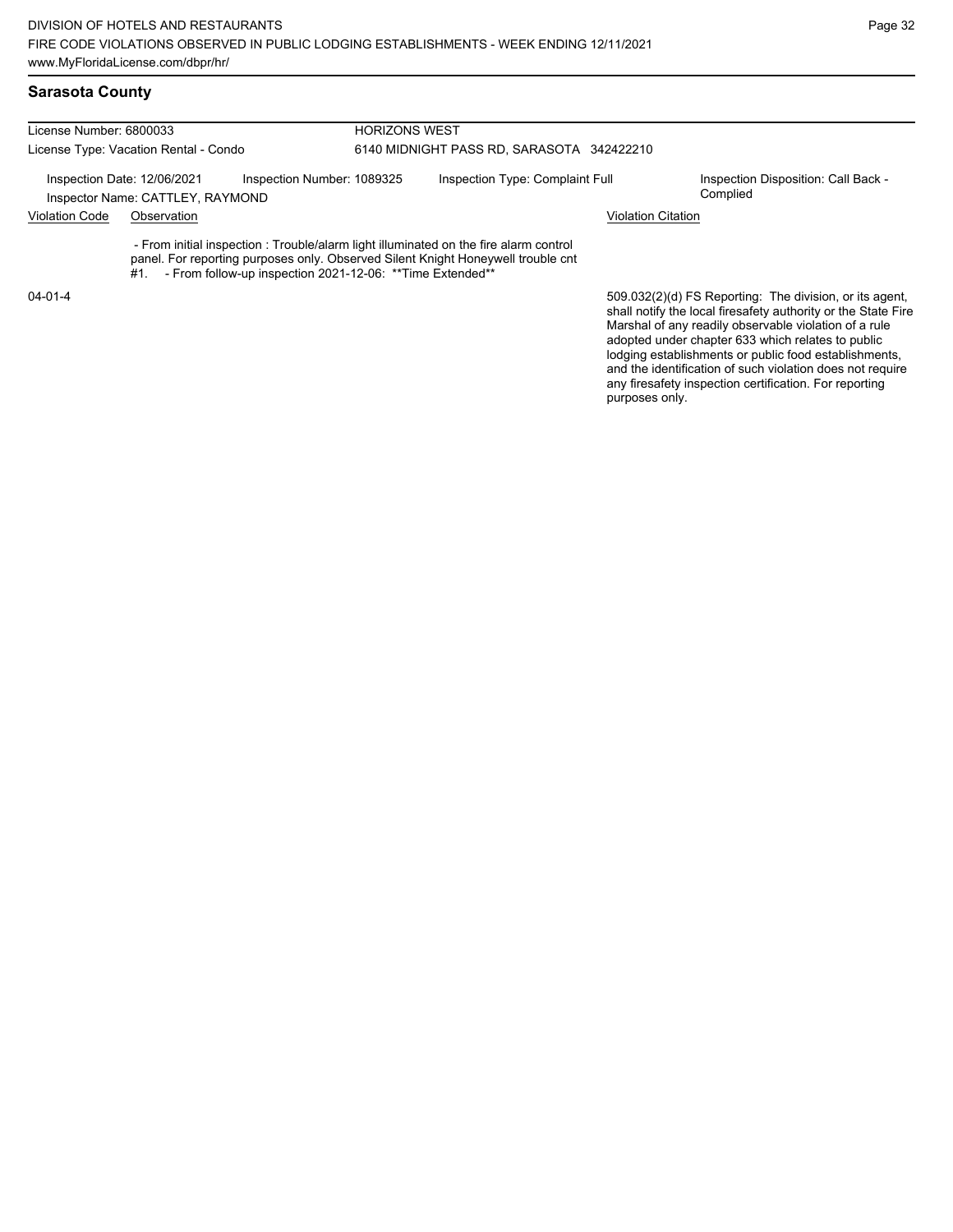## Sarasota County

**License Number:** 6800033 — **HORIZONS WEST**

**License Type:** Vacation Rental - Condo — 6140 MIDNIGHT PASS RD, SARASOTA 342422210

**Inspection Date:** 12/06/2021 | **Inspection Number:** 1089325 | **Inspection Type:** Complaint Full | **Inspection Disposition:** Call Back - Complied

**Inspector Name:** CATTLEY, RAYMOND

| Violation Code | Observation | Violation Citation |
| --- | --- | --- |
| 04-01-4 | - From initial inspection : Trouble/alarm light illuminated on the fire alarm control panel. For reporting purposes only. Observed Silent Knight Honeywell trouble cnt #1. - From follow-up inspection 2021-12-06: **Time Extended** | 509.032(2)(d) FS Reporting: The division, or its agent, shall notify the local firesafety authority or the State Fire Marshal of any readily observable violation of a rule adopted under chapter 633 which relates to public lodging establishments or public food establishments, and the identification of such violation does not require any firesafety inspection certification. For reporting purposes only. |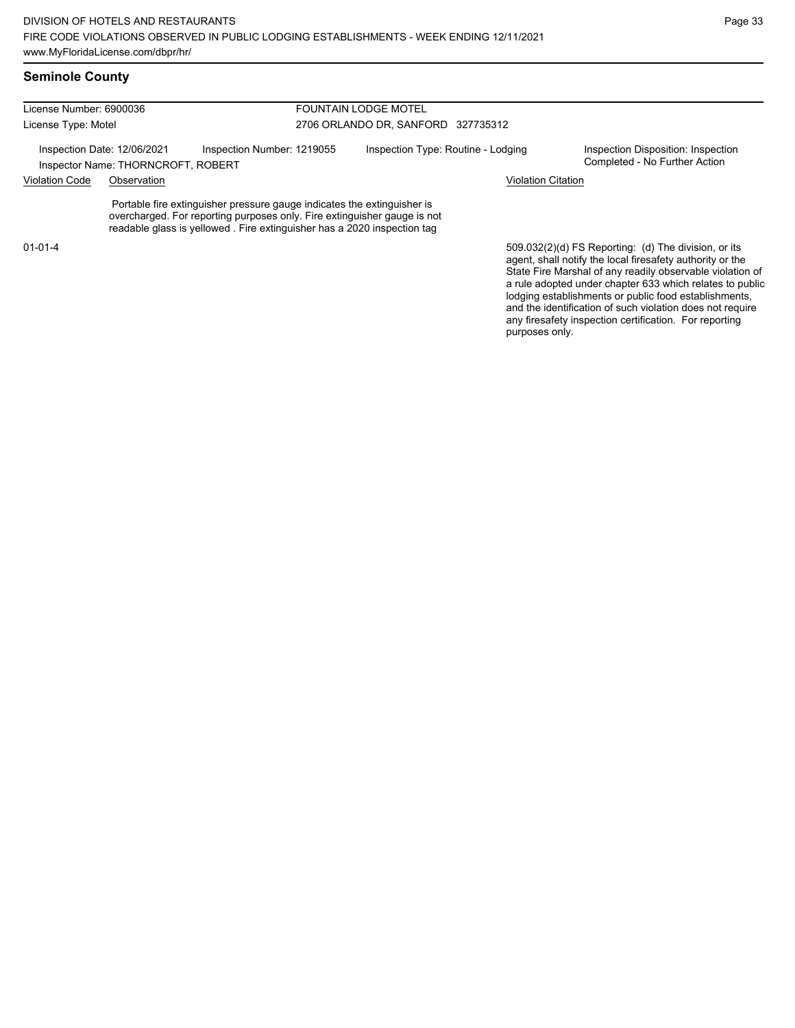DIVISION OF HOTELS AND RESTAURANTS
FIRE CODE VIOLATIONS OBSERVED IN PUBLIC LODGING ESTABLISHMENTS - WEEK ENDING 12/11/2021
www.MyFloridaLicense.com/dbpr/hr/

## Seminole County

License Number: 6900036
License Type: Motel

FOUNTAIN LODGE MOTEL
2706 ORLANDO DR, SANFORD 327735312

Inspection Date: 12/06/2021
Inspector Name: THORNCROFT, ROBERT
Inspection Number: 1219055
Inspection Type: Routine - Lodging
Inspection Disposition: Inspection Completed - No Further Action

| Violation Code | Observation | Violation Citation |
|---|---|---|
| 01-01-4 | Portable fire extinguisher pressure gauge indicates the extinguisher is overcharged. For reporting purposes only. Fire extinguisher gauge is not readable glass is yellowed . Fire extinguisher has a 2020 inspection tag | 509.032(2)(d) FS Reporting: (d) The division, or its agent, shall notify the local firesafety authority or the State Fire Marshal of any readily observable violation of a rule adopted under chapter 633 which relates to public lodging establishments or public food establishments, and the identification of such violation does not require any firesafety inspection certification. For reporting purposes only. |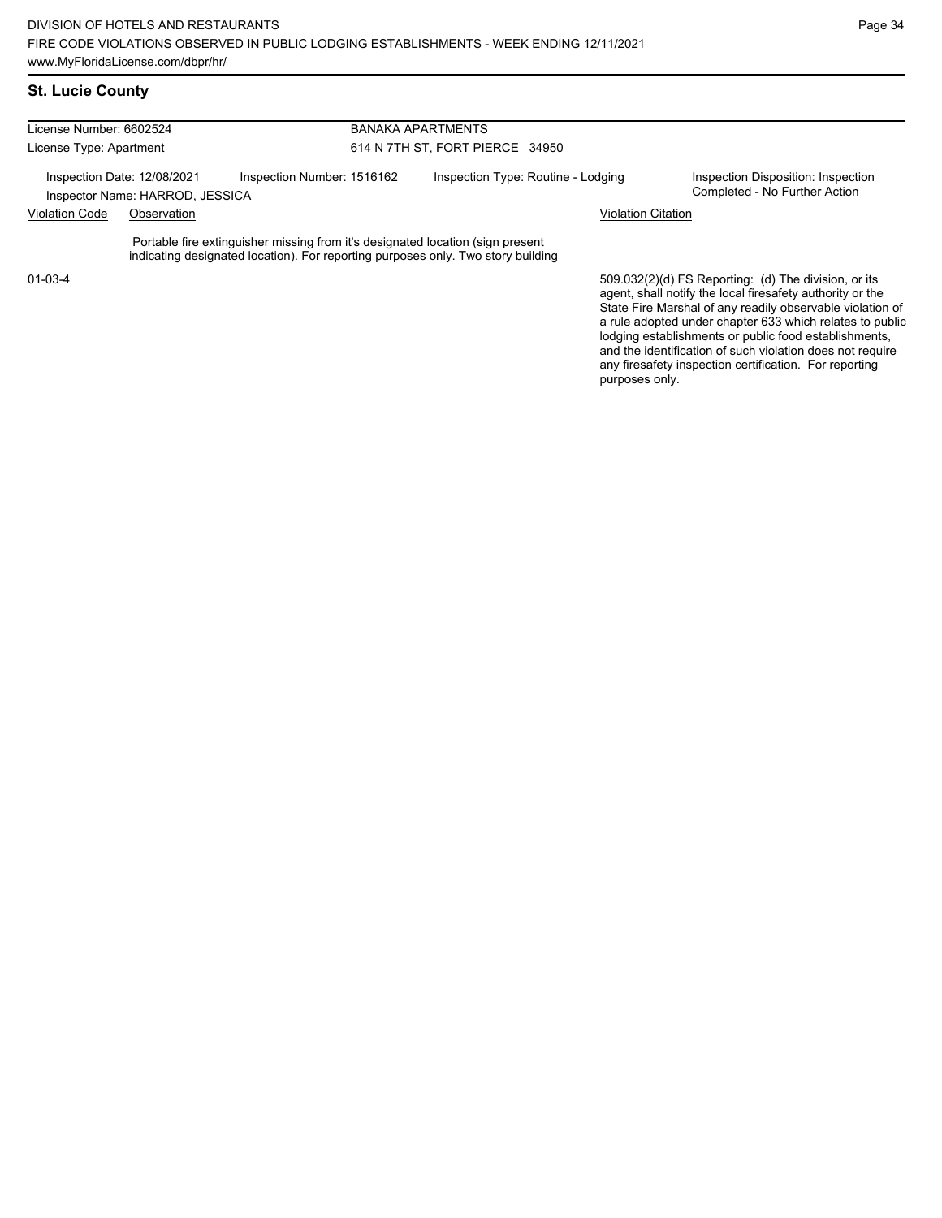## St. Lucie County

License Number: 6602524
License Type: Apartment

BANAKA APARTMENTS
614 N 7TH ST, FORT PIERCE 34950

Inspection Date: 12/08/2021
Inspection Number: 1516162
Inspection Type: Routine - Lodging
Inspection Disposition: Inspection Completed - No Further Action
Inspector Name: HARROD, JESSICA

| Violation Code | Observation | Violation Citation |
| --- | --- | --- |
| 01-03-4 | Portable fire extinguisher missing from it's designated location (sign present indicating designated location). For reporting purposes only. Two story building | 509.032(2)(d) FS Reporting: (d) The division, or its agent, shall notify the local firesafety authority or the State Fire Marshal of any readily observable violation of a rule adopted under chapter 633 which relates to public lodging establishments or public food establishments, and the identification of such violation does not require any firesafety inspection certification. For reporting purposes only. |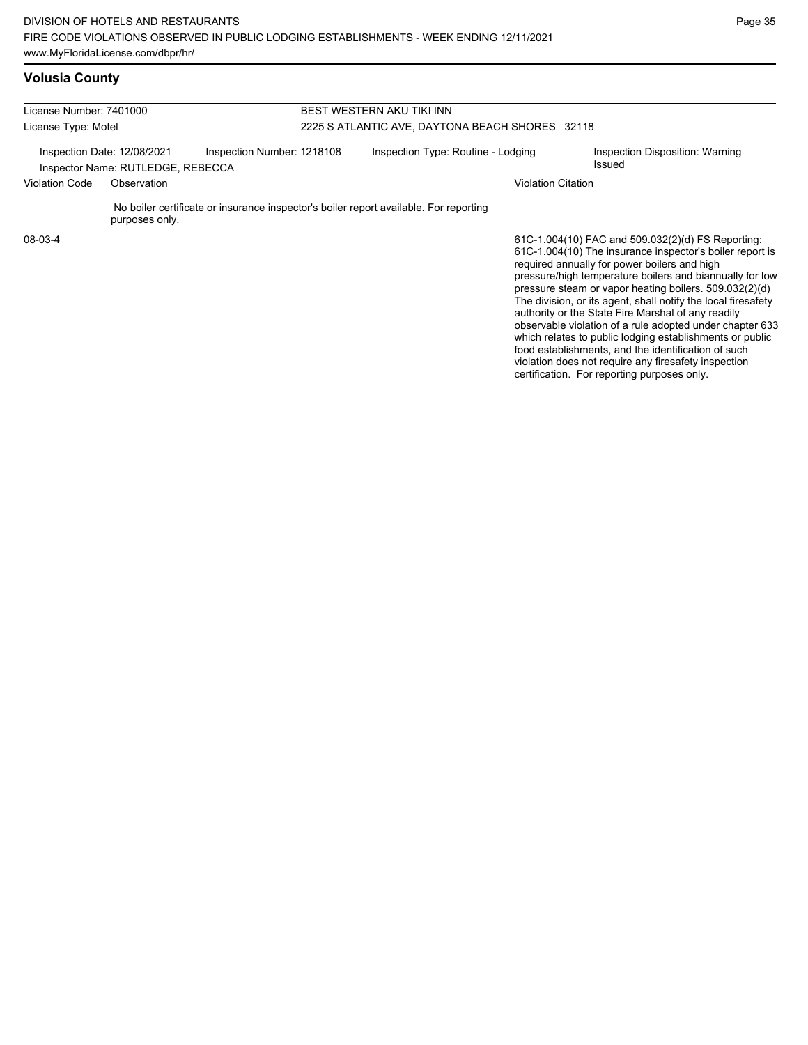## Volusia County

| License Number: 7401000 | | BEST WESTERN AKU TIKI INN | |
|---|---|---|---|
| License Type: Motel | | 2225 S ATLANTIC AVE, DAYTONA BEACH SHORES 32118 | |
| Inspection Date: 12/08/2021<br>Inspector Name: RUTLEDGE, REBECCA | Inspection Number: 1218108 | Inspection Type: Routine - Lodging | Inspection Disposition: Warning Issued |

| Violation Code | Observation | Violation Citation |
|---|---|---|
| 08-03-4 | No boiler certificate or insurance inspector's boiler report available. For reporting purposes only. | 61C-1.004(10) FAC and 509.032(2)(d) FS Reporting: 61C-1.004(10) The insurance inspector's boiler report is required annually for power boilers and high pressure/high temperature boilers and biannually for low pressure steam or vapor heating boilers. 509.032(2)(d) The division, or its agent, shall notify the local firesafety authority or the State Fire Marshal of any readily observable violation of a rule adopted under chapter 633 which relates to public lodging establishments or public food establishments, and the identification of such violation does not require any firesafety inspection certification. For reporting purposes only. |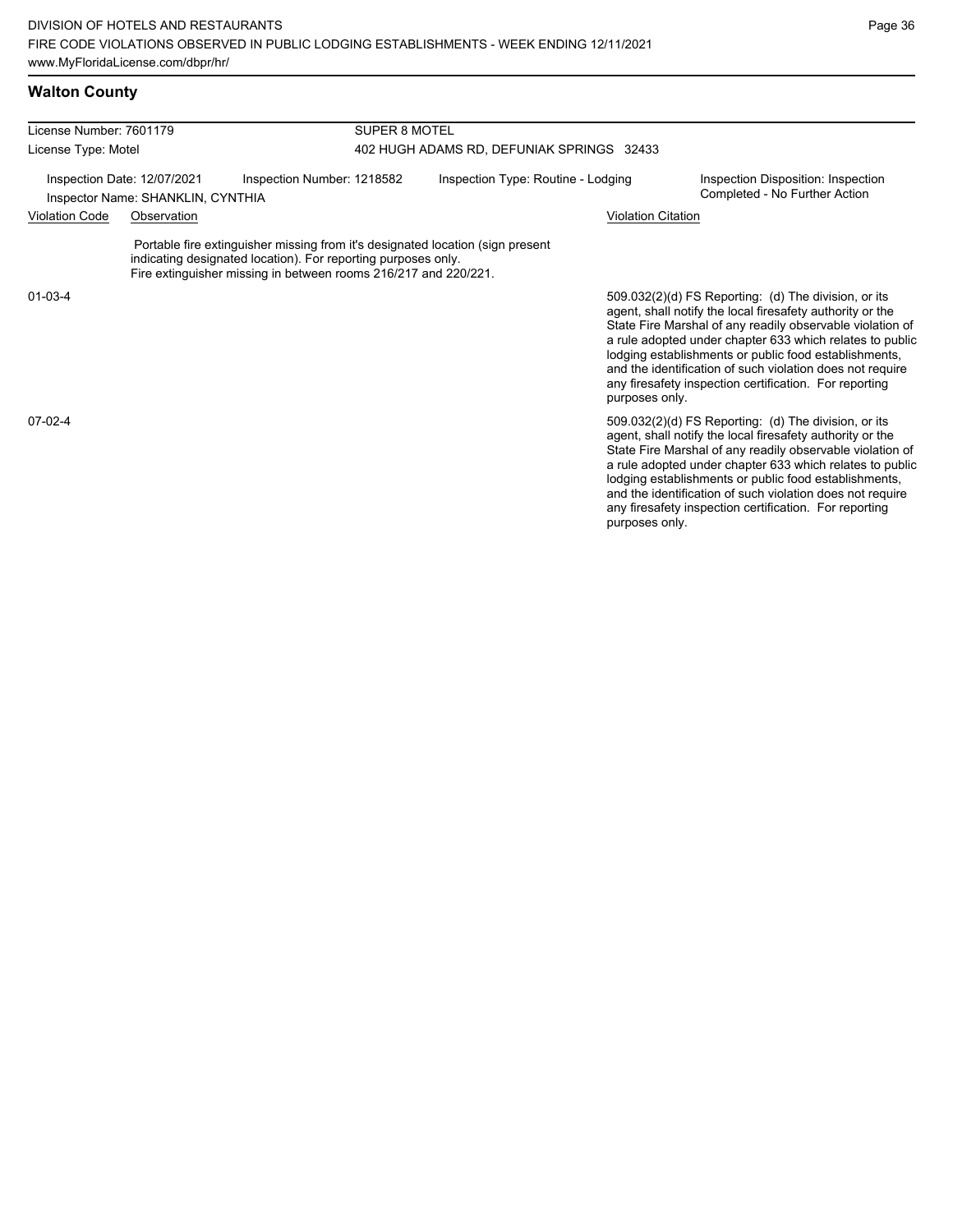## Walton County

| License Number: 7601179 | SUPER 8 MOTEL |
|---|---|
| License Type: Motel | 402 HUGH ADAMS RD, DEFUNIAK SPRINGS 32433 |

Inspection Date: 12/07/2021 | Inspection Number: 1218582 | Inspection Type: Routine - Lodging | Inspection Disposition: Inspection Completed - No Further Action

Inspector Name: SHANKLIN, CYNTHIA

| Violation Code | Observation | Violation Citation |
|---|---|---|
| | Portable fire extinguisher missing from it's designated location (sign present indicating designated location). For reporting purposes only. Fire extinguisher missing in between rooms 216/217 and 220/221. | |
| 01-03-4 | | 509.032(2)(d) FS Reporting: (d) The division, or its agent, shall notify the local firesafety authority or the State Fire Marshal of any readily observable violation of a rule adopted under chapter 633 which relates to public lodging establishments or public food establishments, and the identification of such violation does not require any firesafety inspection certification. For reporting purposes only. |
| 07-02-4 | | 509.032(2)(d) FS Reporting: (d) The division, or its agent, shall notify the local firesafety authority or the State Fire Marshal of any readily observable violation of a rule adopted under chapter 633 which relates to public lodging establishments or public food establishments, and the identification of such violation does not require any firesafety inspection certification. For reporting purposes only. |